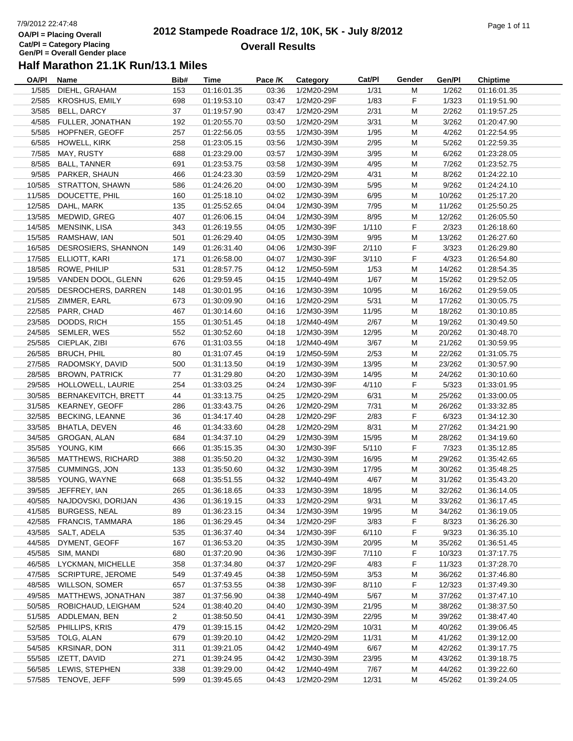# 2012 Stampede Roadrace 1/2, 10K, 5K - July 8/2012

## Overall Results

OA/Pl = Placing Overall
Cat/Pl = Category Placing
Gen/Pl = Overall Gender place

### Half Marathon 21.1K Run/13.1 Miles

| OA/Pl | Name | Bib# | Time | Pace /K | Category | Cat/Pl | Gender | Gen/Pl | Chiptime |
|---|---|---|---|---|---|---|---|---|---|
| 1/585 | DIEHL, GRAHAM | 153 | 01:16:01.35 | 03:36 | 1/2M20-29M | 1/31 | M | 1/262 | 01:16:01.35 |
| 2/585 | KROSHUS, EMILY | 698 | 01:19:53.10 | 03:47 | 1/2M20-29F | 1/83 | F | 1/323 | 01:19:51.90 |
| 3/585 | BELL, DARCY | 37 | 01:19:57.90 | 03:47 | 1/2M20-29M | 2/31 | M | 2/262 | 01:19:57.25 |
| 4/585 | FULLER, JONATHAN | 192 | 01:20:55.70 | 03:50 | 1/2M20-29M | 3/31 | M | 3/262 | 01:20:47.90 |
| 5/585 | HOPFNER, GEOFF | 257 | 01:22:56.05 | 03:55 | 1/2M30-39M | 1/95 | M | 4/262 | 01:22:54.95 |
| 6/585 | HOWELL, KIRK | 258 | 01:23:05.15 | 03:56 | 1/2M30-39M | 2/95 | M | 5/262 | 01:22:59.35 |
| 7/585 | MAY, RUSTY | 688 | 01:23:29.00 | 03:57 | 1/2M30-39M | 3/95 | M | 6/262 | 01:23:28.05 |
| 8/585 | BALL, TANNER | 691 | 01:23:53.75 | 03:58 | 1/2M30-39M | 4/95 | M | 7/262 | 01:23:52.75 |
| 9/585 | PARKER, SHAUN | 466 | 01:24:23.30 | 03:59 | 1/2M20-29M | 4/31 | M | 8/262 | 01:24:22.10 |
| 10/585 | STRATTON, SHAWN | 586 | 01:24:26.20 | 04:00 | 1/2M30-39M | 5/95 | M | 9/262 | 01:24:24.10 |
| 11/585 | DOUCETTE, PHIL | 160 | 01:25:18.10 | 04:02 | 1/2M30-39M | 6/95 | M | 10/262 | 01:25:17.20 |
| 12/585 | DAHL, MARK | 135 | 01:25:52.65 | 04:04 | 1/2M30-39M | 7/95 | M | 11/262 | 01:25:50.25 |
| 13/585 | MEDWID, GREG | 407 | 01:26:06.15 | 04:04 | 1/2M30-39M | 8/95 | M | 12/262 | 01:26:05.50 |
| 14/585 | MENSINK, LISA | 343 | 01:26:19.55 | 04:05 | 1/2M30-39F | 1/110 | F | 2/323 | 01:26:18.60 |
| 15/585 | RAMSHAW, IAN | 501 | 01:26:29.40 | 04:05 | 1/2M30-39M | 9/95 | M | 13/262 | 01:26:27.60 |
| 16/585 | DESROSIERS, SHANNON | 149 | 01:26:31.40 | 04:06 | 1/2M30-39F | 2/110 | F | 3/323 | 01:26:29.80 |
| 17/585 | ELLIOTT, KARI | 171 | 01:26:58.00 | 04:07 | 1/2M30-39F | 3/110 | F | 4/323 | 01:26:54.80 |
| 18/585 | ROWE, PHILIP | 531 | 01:28:57.75 | 04:12 | 1/2M50-59M | 1/53 | M | 14/262 | 01:28:54.35 |
| 19/585 | VANDEN DOOL, GLENN | 626 | 01:29:59.45 | 04:15 | 1/2M40-49M | 1/67 | M | 15/262 | 01:29:52.05 |
| 20/585 | DESROCHERS, DARREN | 148 | 01:30:01.95 | 04:16 | 1/2M30-39M | 10/95 | M | 16/262 | 01:29:59.05 |
| 21/585 | ZIMMER, EARL | 673 | 01:30:09.90 | 04:16 | 1/2M20-29M | 5/31 | M | 17/262 | 01:30:05.75 |
| 22/585 | PARR, CHAD | 467 | 01:30:14.60 | 04:16 | 1/2M30-39M | 11/95 | M | 18/262 | 01:30:10.85 |
| 23/585 | DODDS, RICH | 155 | 01:30:51.45 | 04:18 | 1/2M40-49M | 2/67 | M | 19/262 | 01:30:49.50 |
| 24/585 | SEMLER, WES | 552 | 01:30:52.60 | 04:18 | 1/2M30-39M | 12/95 | M | 20/262 | 01:30:48.70 |
| 25/585 | CIEPLAK, ZIBI | 676 | 01:31:03.55 | 04:18 | 1/2M40-49M | 3/67 | M | 21/262 | 01:30:59.95 |
| 26/585 | BRUCH, PHIL | 80 | 01:31:07.45 | 04:19 | 1/2M50-59M | 2/53 | M | 22/262 | 01:31:05.75 |
| 27/585 | RADOMSKY, DAVID | 500 | 01:31:13.50 | 04:19 | 1/2M30-39M | 13/95 | M | 23/262 | 01:30:57.90 |
| 28/585 | BROWN, PATRICK | 77 | 01:31:29.80 | 04:20 | 1/2M30-39M | 14/95 | M | 24/262 | 01:30:10.60 |
| 29/585 | HOLLOWELL, LAURIE | 254 | 01:33:03.25 | 04:24 | 1/2M30-39F | 4/110 | F | 5/323 | 01:33:01.95 |
| 30/585 | BERNAKEVITCH, BRETT | 44 | 01:33:13.75 | 04:25 | 1/2M20-29M | 6/31 | M | 25/262 | 01:33:00.05 |
| 31/585 | KEARNEY, GEOFF | 286 | 01:33:43.75 | 04:26 | 1/2M20-29M | 7/31 | M | 26/262 | 01:33:32.85 |
| 32/585 | BECKING, LEANNE | 36 | 01:34:17.40 | 04:28 | 1/2M20-29F | 2/83 | F | 6/323 | 01:34:12.30 |
| 33/585 | BHATLA, DEVEN | 46 | 01:34:33.60 | 04:28 | 1/2M20-29M | 8/31 | M | 27/262 | 01:34:21.90 |
| 34/585 | GROGAN, ALAN | 684 | 01:34:37.10 | 04:29 | 1/2M30-39M | 15/95 | M | 28/262 | 01:34:19.60 |
| 35/585 | YOUNG, KIM | 666 | 01:35:15.35 | 04:30 | 1/2M30-39F | 5/110 | F | 7/323 | 01:35:12.85 |
| 36/585 | MATTHEWS, RICHARD | 388 | 01:35:50.20 | 04:32 | 1/2M30-39M | 16/95 | M | 29/262 | 01:35:42.65 |
| 37/585 | CUMMINGS, JON | 133 | 01:35:50.60 | 04:32 | 1/2M30-39M | 17/95 | M | 30/262 | 01:35:48.25 |
| 38/585 | YOUNG, WAYNE | 668 | 01:35:51.55 | 04:32 | 1/2M40-49M | 4/67 | M | 31/262 | 01:35:43.20 |
| 39/585 | JEFFREY, IAN | 265 | 01:36:18.65 | 04:33 | 1/2M30-39M | 18/95 | M | 32/262 | 01:36:14.05 |
| 40/585 | NAJDOVSKI, DORIJAN | 436 | 01:36:19.15 | 04:33 | 1/2M20-29M | 9/31 | M | 33/262 | 01:36:17.45 |
| 41/585 | BURGESS, NEAL | 89 | 01:36:23.15 | 04:34 | 1/2M30-39M | 19/95 | M | 34/262 | 01:36:19.05 |
| 42/585 | FRANCIS, TAMMARA | 186 | 01:36:29.45 | 04:34 | 1/2M20-29F | 3/83 | F | 8/323 | 01:36:26.30 |
| 43/585 | SALT, ADELA | 535 | 01:36:37.40 | 04:34 | 1/2M30-39F | 6/110 | F | 9/323 | 01:36:35.10 |
| 44/585 | DYMENT, GEOFF | 167 | 01:36:53.20 | 04:35 | 1/2M30-39M | 20/95 | M | 35/262 | 01:36:51.45 |
| 45/585 | SIM, MANDI | 680 | 01:37:20.90 | 04:36 | 1/2M30-39F | 7/110 | F | 10/323 | 01:37:17.75 |
| 46/585 | LYCKMAN, MICHELLE | 358 | 01:37:34.80 | 04:37 | 1/2M20-29F | 4/83 | F | 11/323 | 01:37:28.70 |
| 47/585 | SCRIPTURE, JEROME | 549 | 01:37:49.45 | 04:38 | 1/2M50-59M | 3/53 | M | 36/262 | 01:37:46.80 |
| 48/585 | WILLSON, SOMER | 657 | 01:37:53.55 | 04:38 | 1/2M30-39F | 8/110 | F | 12/323 | 01:37:49.30 |
| 49/585 | MATTHEWS, JONATHAN | 387 | 01:37:56.90 | 04:38 | 1/2M40-49M | 5/67 | M | 37/262 | 01:37:47.10 |
| 50/585 | ROBICHAUD, LEIGHAM | 524 | 01:38:40.20 | 04:40 | 1/2M30-39M | 21/95 | M | 38/262 | 01:38:37.50 |
| 51/585 | ADDLEMAN, BEN | 2 | 01:38:50.50 | 04:41 | 1/2M30-39M | 22/95 | M | 39/262 | 01:38:47.40 |
| 52/585 | PHILLIPS, KRIS | 479 | 01:39:15.15 | 04:42 | 1/2M20-29M | 10/31 | M | 40/262 | 01:39:06.45 |
| 53/585 | TOLG, ALAN | 679 | 01:39:20.10 | 04:42 | 1/2M20-29M | 11/31 | M | 41/262 | 01:39:12.00 |
| 54/585 | KRSINAR, DON | 311 | 01:39:21.05 | 04:42 | 1/2M40-49M | 6/67 | M | 42/262 | 01:39:17.75 |
| 55/585 | IZETT, DAVID | 271 | 01:39:24.95 | 04:42 | 1/2M30-39M | 23/95 | M | 43/262 | 01:39:18.75 |
| 56/585 | LEWIS, STEPHEN | 338 | 01:39:29.00 | 04:42 | 1/2M40-49M | 7/67 | M | 44/262 | 01:39:22.60 |
| 57/585 | TENOVE, JEFF | 599 | 01:39:45.65 | 04:43 | 1/2M20-29M | 12/31 | M | 45/262 | 01:39:24.05 |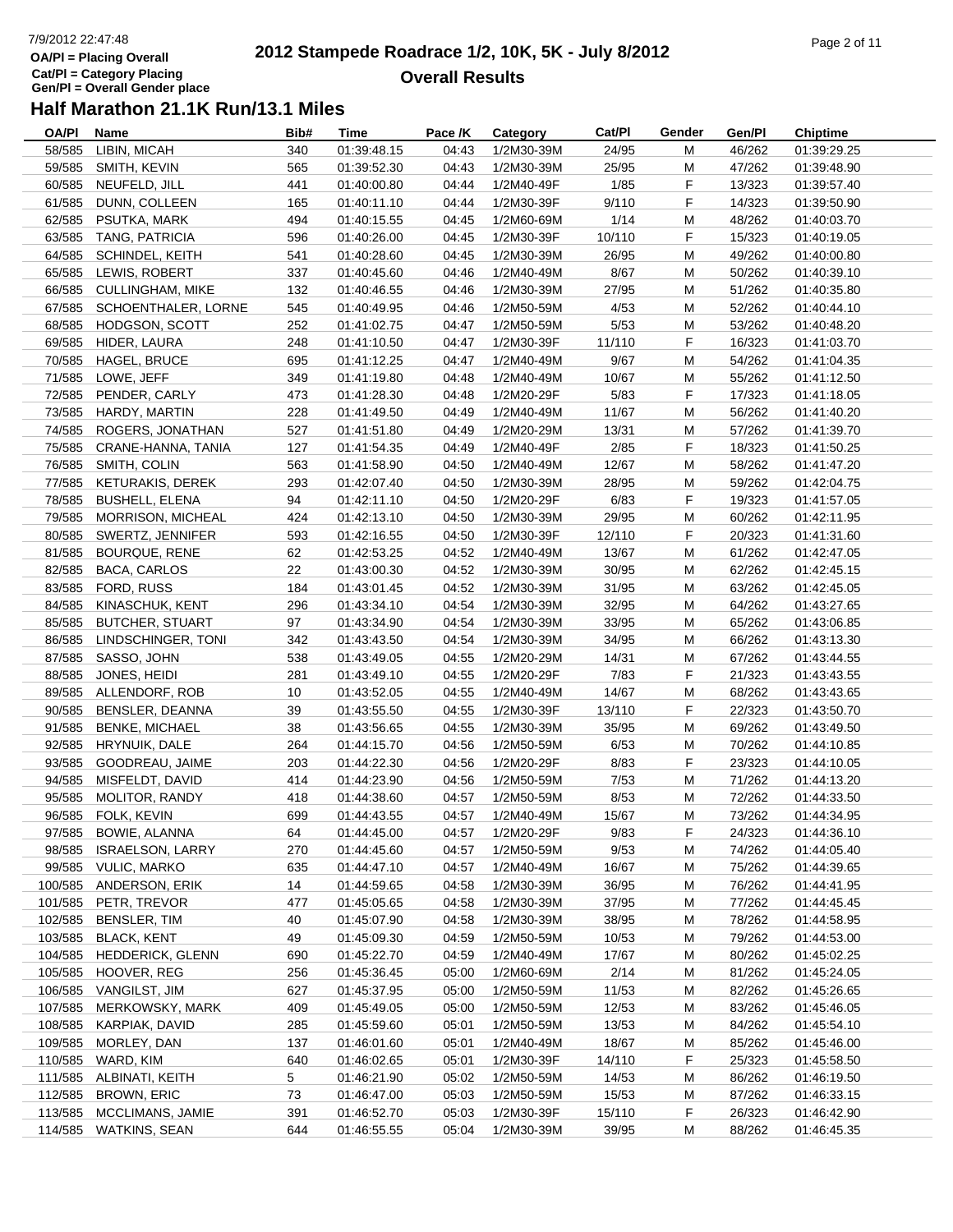# 2012 Stampede Roadrace 1/2, 10K, 5K - July 8/2012

## Overall Results

7/9/2012 22:47:48
OA/Pl = Placing Overall
Cat/Pl = Category Placing
Gen/Pl = Overall Gender place

### Half Marathon 21.1K Run/13.1 Miles

| OA/Pl | Name | Bib# | Time | Pace /K | Category | Cat/Pl | Gender | Gen/Pl | Chiptime |
|---|---|---|---|---|---|---|---|---|---|
| 58/585 | LIBIN, MICAH | 340 | 01:39:48.15 | 04:43 | 1/2M30-39M | 24/95 | M | 46/262 | 01:39:29.25 |
| 59/585 | SMITH, KEVIN | 565 | 01:39:52.30 | 04:43 | 1/2M30-39M | 25/95 | M | 47/262 | 01:39:48.90 |
| 60/585 | NEUFELD, JILL | 441 | 01:40:00.80 | 04:44 | 1/2M40-49F | 1/85 | F | 13/323 | 01:39:57.40 |
| 61/585 | DUNN, COLLEEN | 165 | 01:40:11.10 | 04:44 | 1/2M30-39F | 9/110 | F | 14/323 | 01:39:50.90 |
| 62/585 | PSUTKA, MARK | 494 | 01:40:15.55 | 04:45 | 1/2M60-69M | 1/14 | M | 48/262 | 01:40:03.70 |
| 63/585 | TANG, PATRICIA | 596 | 01:40:26.00 | 04:45 | 1/2M30-39F | 10/110 | F | 15/323 | 01:40:19.05 |
| 64/585 | SCHINDEL, KEITH | 541 | 01:40:28.60 | 04:45 | 1/2M30-39M | 26/95 | M | 49/262 | 01:40:00.80 |
| 65/585 | LEWIS, ROBERT | 337 | 01:40:45.60 | 04:46 | 1/2M40-49M | 8/67 | M | 50/262 | 01:40:39.10 |
| 66/585 | CULLINGHAM, MIKE | 132 | 01:40:46.55 | 04:46 | 1/2M30-39M | 27/95 | M | 51/262 | 01:40:35.80 |
| 67/585 | SCHOENTHALER, LORNE | 545 | 01:40:49.95 | 04:46 | 1/2M50-59M | 4/53 | M | 52/262 | 01:40:44.10 |
| 68/585 | HODGSON, SCOTT | 252 | 01:41:02.75 | 04:47 | 1/2M50-59M | 5/53 | M | 53/262 | 01:40:48.20 |
| 69/585 | HIDER, LAURA | 248 | 01:41:10.50 | 04:47 | 1/2M30-39F | 11/110 | F | 16/323 | 01:41:03.70 |
| 70/585 | HAGEL, BRUCE | 695 | 01:41:12.25 | 04:47 | 1/2M40-49M | 9/67 | M | 54/262 | 01:41:04.35 |
| 71/585 | LOWE, JEFF | 349 | 01:41:19.80 | 04:48 | 1/2M40-49M | 10/67 | M | 55/262 | 01:41:12.50 |
| 72/585 | PENDER, CARLY | 473 | 01:41:28.30 | 04:48 | 1/2M20-29F | 5/83 | F | 17/323 | 01:41:18.05 |
| 73/585 | HARDY, MARTIN | 228 | 01:41:49.50 | 04:49 | 1/2M40-49M | 11/67 | M | 56/262 | 01:41:40.20 |
| 74/585 | ROGERS, JONATHAN | 527 | 01:41:51.80 | 04:49 | 1/2M20-29M | 13/31 | M | 57/262 | 01:41:39.70 |
| 75/585 | CRANE-HANNA, TANIA | 127 | 01:41:54.35 | 04:49 | 1/2M40-49F | 2/85 | F | 18/323 | 01:41:50.25 |
| 76/585 | SMITH, COLIN | 563 | 01:41:58.90 | 04:50 | 1/2M40-49M | 12/67 | M | 58/262 | 01:41:47.20 |
| 77/585 | KETURAKIS, DEREK | 293 | 01:42:07.40 | 04:50 | 1/2M30-39M | 28/95 | M | 59/262 | 01:42:04.75 |
| 78/585 | BUSHELL, ELENA | 94 | 01:42:11.10 | 04:50 | 1/2M20-29F | 6/83 | F | 19/323 | 01:41:57.05 |
| 79/585 | MORRISON, MICHEAL | 424 | 01:42:13.10 | 04:50 | 1/2M30-39M | 29/95 | M | 60/262 | 01:42:11.95 |
| 80/585 | SWERTZ, JENNIFER | 593 | 01:42:16.55 | 04:50 | 1/2M30-39F | 12/110 | F | 20/323 | 01:41:31.60 |
| 81/585 | BOURQUE, RENE | 62 | 01:42:53.25 | 04:52 | 1/2M40-49M | 13/67 | M | 61/262 | 01:42:47.05 |
| 82/585 | BACA, CARLOS | 22 | 01:43:00.30 | 04:52 | 1/2M30-39M | 30/95 | M | 62/262 | 01:42:45.15 |
| 83/585 | FORD, RUSS | 184 | 01:43:01.45 | 04:52 | 1/2M30-39M | 31/95 | M | 63/262 | 01:42:45.05 |
| 84/585 | KINASCHUK, KENT | 296 | 01:43:34.10 | 04:54 | 1/2M30-39M | 32/95 | M | 64/262 | 01:43:27.65 |
| 85/585 | BUTCHER, STUART | 97 | 01:43:34.90 | 04:54 | 1/2M30-39M | 33/95 | M | 65/262 | 01:43:06.85 |
| 86/585 | LINDSCHINGER, TONI | 342 | 01:43:43.50 | 04:54 | 1/2M30-39M | 34/95 | M | 66/262 | 01:43:13.30 |
| 87/585 | SASSO, JOHN | 538 | 01:43:49.05 | 04:55 | 1/2M20-29M | 14/31 | M | 67/262 | 01:43:44.55 |
| 88/585 | JONES, HEIDI | 281 | 01:43:49.10 | 04:55 | 1/2M20-29F | 7/83 | F | 21/323 | 01:43:43.55 |
| 89/585 | ALLENDORF, ROB | 10 | 01:43:52.05 | 04:55 | 1/2M40-49M | 14/67 | M | 68/262 | 01:43:43.65 |
| 90/585 | BENSLER, DEANNA | 39 | 01:43:55.50 | 04:55 | 1/2M30-39F | 13/110 | F | 22/323 | 01:43:50.70 |
| 91/585 | BENKE, MICHAEL | 38 | 01:43:56.65 | 04:55 | 1/2M30-39M | 35/95 | M | 69/262 | 01:43:49.50 |
| 92/585 | HRYNUIK, DALE | 264 | 01:44:15.70 | 04:56 | 1/2M50-59M | 6/53 | M | 70/262 | 01:44:10.85 |
| 93/585 | GOODREAU, JAIME | 203 | 01:44:22.30 | 04:56 | 1/2M20-29F | 8/83 | F | 23/323 | 01:44:10.05 |
| 94/585 | MISFELDT, DAVID | 414 | 01:44:23.90 | 04:56 | 1/2M50-59M | 7/53 | M | 71/262 | 01:44:13.20 |
| 95/585 | MOLITOR, RANDY | 418 | 01:44:38.60 | 04:57 | 1/2M50-59M | 8/53 | M | 72/262 | 01:44:33.50 |
| 96/585 | FOLK, KEVIN | 699 | 01:44:43.55 | 04:57 | 1/2M40-49M | 15/67 | M | 73/262 | 01:44:34.95 |
| 97/585 | BOWIE, ALANNA | 64 | 01:44:45.00 | 04:57 | 1/2M20-29F | 9/83 | F | 24/323 | 01:44:36.10 |
| 98/585 | ISRAELSON, LARRY | 270 | 01:44:45.60 | 04:57 | 1/2M50-59M | 9/53 | M | 74/262 | 01:44:05.40 |
| 99/585 | VULIC, MARKO | 635 | 01:44:47.10 | 04:57 | 1/2M40-49M | 16/67 | M | 75/262 | 01:44:39.65 |
| 100/585 | ANDERSON, ERIK | 14 | 01:44:59.65 | 04:58 | 1/2M30-39M | 36/95 | M | 76/262 | 01:44:41.95 |
| 101/585 | PETR, TREVOR | 477 | 01:45:05.65 | 04:58 | 1/2M30-39M | 37/95 | M | 77/262 | 01:44:45.45 |
| 102/585 | BENSLER, TIM | 40 | 01:45:07.90 | 04:58 | 1/2M30-39M | 38/95 | M | 78/262 | 01:44:58.95 |
| 103/585 | BLACK, KENT | 49 | 01:45:09.30 | 04:59 | 1/2M50-59M | 10/53 | M | 79/262 | 01:44:53.00 |
| 104/585 | HEDDERICK, GLENN | 690 | 01:45:22.70 | 04:59 | 1/2M40-49M | 17/67 | M | 80/262 | 01:45:02.25 |
| 105/585 | HOOVER, REG | 256 | 01:45:36.45 | 05:00 | 1/2M60-69M | 2/14 | M | 81/262 | 01:45:24.05 |
| 106/585 | VANGILST, JIM | 627 | 01:45:37.95 | 05:00 | 1/2M50-59M | 11/53 | M | 82/262 | 01:45:26.65 |
| 107/585 | MERKOWSKY, MARK | 409 | 01:45:49.05 | 05:00 | 1/2M50-59M | 12/53 | M | 83/262 | 01:45:46.05 |
| 108/585 | KARPIAK, DAVID | 285 | 01:45:59.60 | 05:01 | 1/2M50-59M | 13/53 | M | 84/262 | 01:45:54.10 |
| 109/585 | MORLEY, DAN | 137 | 01:46:01.60 | 05:01 | 1/2M40-49M | 18/67 | M | 85/262 | 01:45:46.00 |
| 110/585 | WARD, KIM | 640 | 01:46:02.65 | 05:01 | 1/2M30-39F | 14/110 | F | 25/323 | 01:45:58.50 |
| 111/585 | ALBINATI, KEITH | 5 | 01:46:21.90 | 05:02 | 1/2M50-59M | 14/53 | M | 86/262 | 01:46:19.50 |
| 112/585 | BROWN, ERIC | 73 | 01:46:47.00 | 05:03 | 1/2M50-59M | 15/53 | M | 87/262 | 01:46:33.15 |
| 113/585 | MCCLIMANS, JAMIE | 391 | 01:46:52.70 | 05:03 | 1/2M30-39F | 15/110 | F | 26/323 | 01:46:42.90 |
| 114/585 | WATKINS, SEAN | 644 | 01:46:55.55 | 05:04 | 1/2M30-39M | 39/95 | M | 88/262 | 01:46:45.35 |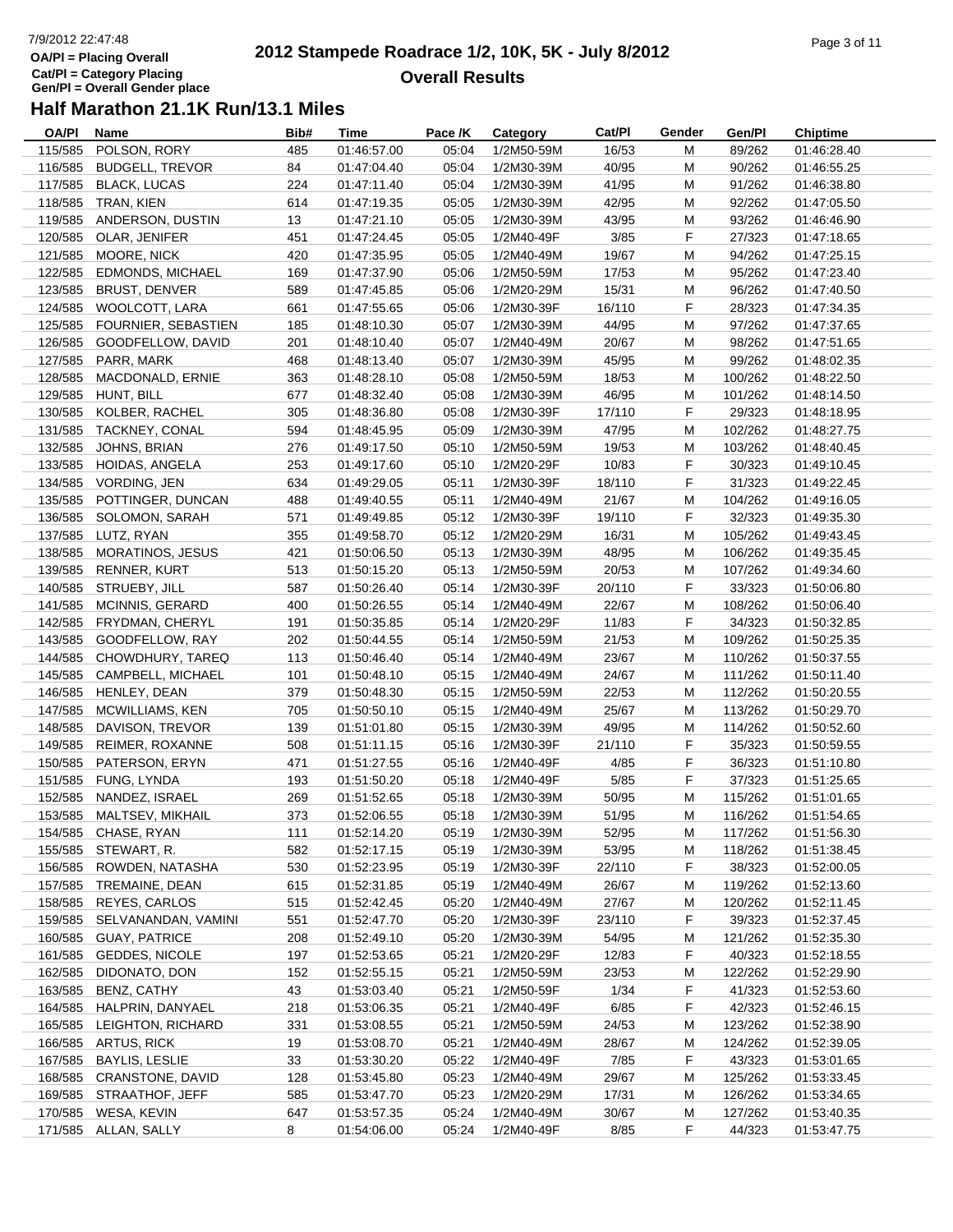# 2012 Stampede Roadrace 1/2, 10K, 5K - July 8/2012

## Overall Results

OA/Pl = Placing Overall
Cat/Pl = Category Placing
Gen/Pl = Overall Gender place

### Half Marathon 21.1K Run/13.1 Miles

| OA/Pl | Name | Bib# | Time | Pace /K | Category | Cat/Pl | Gender | Gen/Pl | Chiptime |
|---|---|---|---|---|---|---|---|---|---|
| 115/585 | POLSON, RORY | 485 | 01:46:57.00 | 05:04 | 1/2M50-59M | 16/53 | M | 89/262 | 01:46:28.40 |
| 116/585 | BUDGELL, TREVOR | 84 | 01:47:04.40 | 05:04 | 1/2M30-39M | 40/95 | M | 90/262 | 01:46:55.25 |
| 117/585 | BLACK, LUCAS | 224 | 01:47:11.40 | 05:04 | 1/2M30-39M | 41/95 | M | 91/262 | 01:46:38.80 |
| 118/585 | TRAN, KIEN | 614 | 01:47:19.35 | 05:05 | 1/2M30-39M | 42/95 | M | 92/262 | 01:47:05.50 |
| 119/585 | ANDERSON, DUSTIN | 13 | 01:47:21.10 | 05:05 | 1/2M30-39M | 43/95 | M | 93/262 | 01:46:46.90 |
| 120/585 | OLAR, JENIFER | 451 | 01:47:24.45 | 05:05 | 1/2M40-49F | 3/85 | F | 27/323 | 01:47:18.65 |
| 121/585 | MOORE, NICK | 420 | 01:47:35.95 | 05:05 | 1/2M40-49M | 19/67 | M | 94/262 | 01:47:25.15 |
| 122/585 | EDMONDS, MICHAEL | 169 | 01:47:37.90 | 05:06 | 1/2M50-59M | 17/53 | M | 95/262 | 01:47:23.40 |
| 123/585 | BRUST, DENVER | 589 | 01:47:45.85 | 05:06 | 1/2M20-29M | 15/31 | M | 96/262 | 01:47:40.50 |
| 124/585 | WOOLCOTT, LARA | 661 | 01:47:55.65 | 05:06 | 1/2M30-39F | 16/110 | F | 28/323 | 01:47:34.35 |
| 125/585 | FOURNIER, SEBASTIEN | 185 | 01:48:10.30 | 05:07 | 1/2M30-39M | 44/95 | M | 97/262 | 01:47:37.65 |
| 126/585 | GOODFELLOW, DAVID | 201 | 01:48:10.40 | 05:07 | 1/2M40-49M | 20/67 | M | 98/262 | 01:47:51.65 |
| 127/585 | PARR, MARK | 468 | 01:48:13.40 | 05:07 | 1/2M30-39M | 45/95 | M | 99/262 | 01:48:02.35 |
| 128/585 | MACDONALD, ERNIE | 363 | 01:48:28.10 | 05:08 | 1/2M50-59M | 18/53 | M | 100/262 | 01:48:22.50 |
| 129/585 | HUNT, BILL | 677 | 01:48:32.40 | 05:08 | 1/2M30-39M | 46/95 | M | 101/262 | 01:48:14.50 |
| 130/585 | KOLBER, RACHEL | 305 | 01:48:36.80 | 05:08 | 1/2M30-39F | 17/110 | F | 29/323 | 01:48:18.95 |
| 131/585 | TACKNEY, CONAL | 594 | 01:48:45.95 | 05:09 | 1/2M30-39M | 47/95 | M | 102/262 | 01:48:27.75 |
| 132/585 | JOHNS, BRIAN | 276 | 01:49:17.50 | 05:10 | 1/2M50-59M | 19/53 | M | 103/262 | 01:48:40.45 |
| 133/585 | HOIDAS, ANGELA | 253 | 01:49:17.60 | 05:10 | 1/2M20-29F | 10/83 | F | 30/323 | 01:49:10.45 |
| 134/585 | VORDING, JEN | 634 | 01:49:29.05 | 05:11 | 1/2M30-39F | 18/110 | F | 31/323 | 01:49:22.45 |
| 135/585 | POTTINGER, DUNCAN | 488 | 01:49:40.55 | 05:11 | 1/2M40-49M | 21/67 | M | 104/262 | 01:49:16.05 |
| 136/585 | SOLOMON, SARAH | 571 | 01:49:49.85 | 05:12 | 1/2M30-39F | 19/110 | F | 32/323 | 01:49:35.30 |
| 137/585 | LUTZ, RYAN | 355 | 01:49:58.70 | 05:12 | 1/2M20-29M | 16/31 | M | 105/262 | 01:49:43.45 |
| 138/585 | MORATINOS, JESUS | 421 | 01:50:06.50 | 05:13 | 1/2M30-39M | 48/95 | M | 106/262 | 01:49:35.45 |
| 139/585 | RENNER, KURT | 513 | 01:50:15.20 | 05:13 | 1/2M50-59M | 20/53 | M | 107/262 | 01:49:34.60 |
| 140/585 | STRUEBY, JILL | 587 | 01:50:26.40 | 05:14 | 1/2M30-39F | 20/110 | F | 33/323 | 01:50:06.80 |
| 141/585 | MCINNIS, GERARD | 400 | 01:50:26.55 | 05:14 | 1/2M40-49M | 22/67 | M | 108/262 | 01:50:06.40 |
| 142/585 | FRYDMAN, CHERYL | 191 | 01:50:35.85 | 05:14 | 1/2M20-29F | 11/83 | F | 34/323 | 01:50:32.85 |
| 143/585 | GOODFELLOW, RAY | 202 | 01:50:44.55 | 05:14 | 1/2M50-59M | 21/53 | M | 109/262 | 01:50:25.35 |
| 144/585 | CHOWDHURY, TAREQ | 113 | 01:50:46.40 | 05:14 | 1/2M40-49M | 23/67 | M | 110/262 | 01:50:37.55 |
| 145/585 | CAMPBELL, MICHAEL | 101 | 01:50:48.10 | 05:15 | 1/2M40-49M | 24/67 | M | 111/262 | 01:50:11.40 |
| 146/585 | HENLEY, DEAN | 379 | 01:50:48.30 | 05:15 | 1/2M50-59M | 22/53 | M | 112/262 | 01:50:20.55 |
| 147/585 | MCWILLIAMS, KEN | 705 | 01:50:50.10 | 05:15 | 1/2M40-49M | 25/67 | M | 113/262 | 01:50:29.70 |
| 148/585 | DAVISON, TREVOR | 139 | 01:51:01.80 | 05:15 | 1/2M30-39M | 49/95 | M | 114/262 | 01:50:52.60 |
| 149/585 | REIMER, ROXANNE | 508 | 01:51:11.15 | 05:16 | 1/2M30-39F | 21/110 | F | 35/323 | 01:50:59.55 |
| 150/585 | PATERSON, ERYN | 471 | 01:51:27.55 | 05:16 | 1/2M40-49F | 4/85 | F | 36/323 | 01:51:10.80 |
| 151/585 | FUNG, LYNDA | 193 | 01:51:50.20 | 05:18 | 1/2M40-49F | 5/85 | F | 37/323 | 01:51:25.65 |
| 152/585 | NANDEZ, ISRAEL | 269 | 01:51:52.65 | 05:18 | 1/2M30-39M | 50/95 | M | 115/262 | 01:51:01.65 |
| 153/585 | MALTSEV, MIKHAIL | 373 | 01:52:06.55 | 05:18 | 1/2M30-39M | 51/95 | M | 116/262 | 01:51:54.65 |
| 154/585 | CHASE, RYAN | 111 | 01:52:14.20 | 05:19 | 1/2M30-39M | 52/95 | M | 117/262 | 01:51:56.30 |
| 155/585 | STEWART, R. | 582 | 01:52:17.15 | 05:19 | 1/2M30-39M | 53/95 | M | 118/262 | 01:51:38.45 |
| 156/585 | ROWDEN, NATASHA | 530 | 01:52:23.95 | 05:19 | 1/2M30-39F | 22/110 | F | 38/323 | 01:52:00.05 |
| 157/585 | TREMAINE, DEAN | 615 | 01:52:31.85 | 05:19 | 1/2M40-49M | 26/67 | M | 119/262 | 01:52:13.60 |
| 158/585 | REYES, CARLOS | 515 | 01:52:42.45 | 05:20 | 1/2M40-49M | 27/67 | M | 120/262 | 01:52:11.45 |
| 159/585 | SELVANANDAN, VAMINI | 551 | 01:52:47.70 | 05:20 | 1/2M30-39F | 23/110 | F | 39/323 | 01:52:37.45 |
| 160/585 | GUAY, PATRICE | 208 | 01:52:49.10 | 05:20 | 1/2M30-39M | 54/95 | M | 121/262 | 01:52:35.30 |
| 161/585 | GEDDES, NICOLE | 197 | 01:52:53.65 | 05:21 | 1/2M20-29F | 12/83 | F | 40/323 | 01:52:18.55 |
| 162/585 | DIDONATO, DON | 152 | 01:52:55.15 | 05:21 | 1/2M50-59M | 23/53 | M | 122/262 | 01:52:29.90 |
| 163/585 | BENZ, CATHY | 43 | 01:53:03.40 | 05:21 | 1/2M50-59F | 1/34 | F | 41/323 | 01:52:53.60 |
| 164/585 | HALPRIN, DANYAEL | 218 | 01:53:06.35 | 05:21 | 1/2M40-49F | 6/85 | F | 42/323 | 01:52:46.15 |
| 165/585 | LEIGHTON, RICHARD | 331 | 01:53:08.55 | 05:21 | 1/2M50-59M | 24/53 | M | 123/262 | 01:52:38.90 |
| 166/585 | ARTUS, RICK | 19 | 01:53:08.70 | 05:21 | 1/2M40-49M | 28/67 | M | 124/262 | 01:52:39.05 |
| 167/585 | BAYLIS, LESLIE | 33 | 01:53:30.20 | 05:22 | 1/2M40-49F | 7/85 | F | 43/323 | 01:53:01.65 |
| 168/585 | CRANSTONE, DAVID | 128 | 01:53:45.80 | 05:23 | 1/2M40-49M | 29/67 | M | 125/262 | 01:53:33.45 |
| 169/585 | STRAATHOF, JEFF | 585 | 01:53:47.70 | 05:23 | 1/2M20-29M | 17/31 | M | 126/262 | 01:53:34.65 |
| 170/585 | WESA, KEVIN | 647 | 01:53:57.35 | 05:24 | 1/2M40-49M | 30/67 | M | 127/262 | 01:53:40.35 |
| 171/585 | ALLAN, SALLY | 8 | 01:54:06.00 | 05:24 | 1/2M40-49F | 8/85 | F | 44/323 | 01:53:47.75 |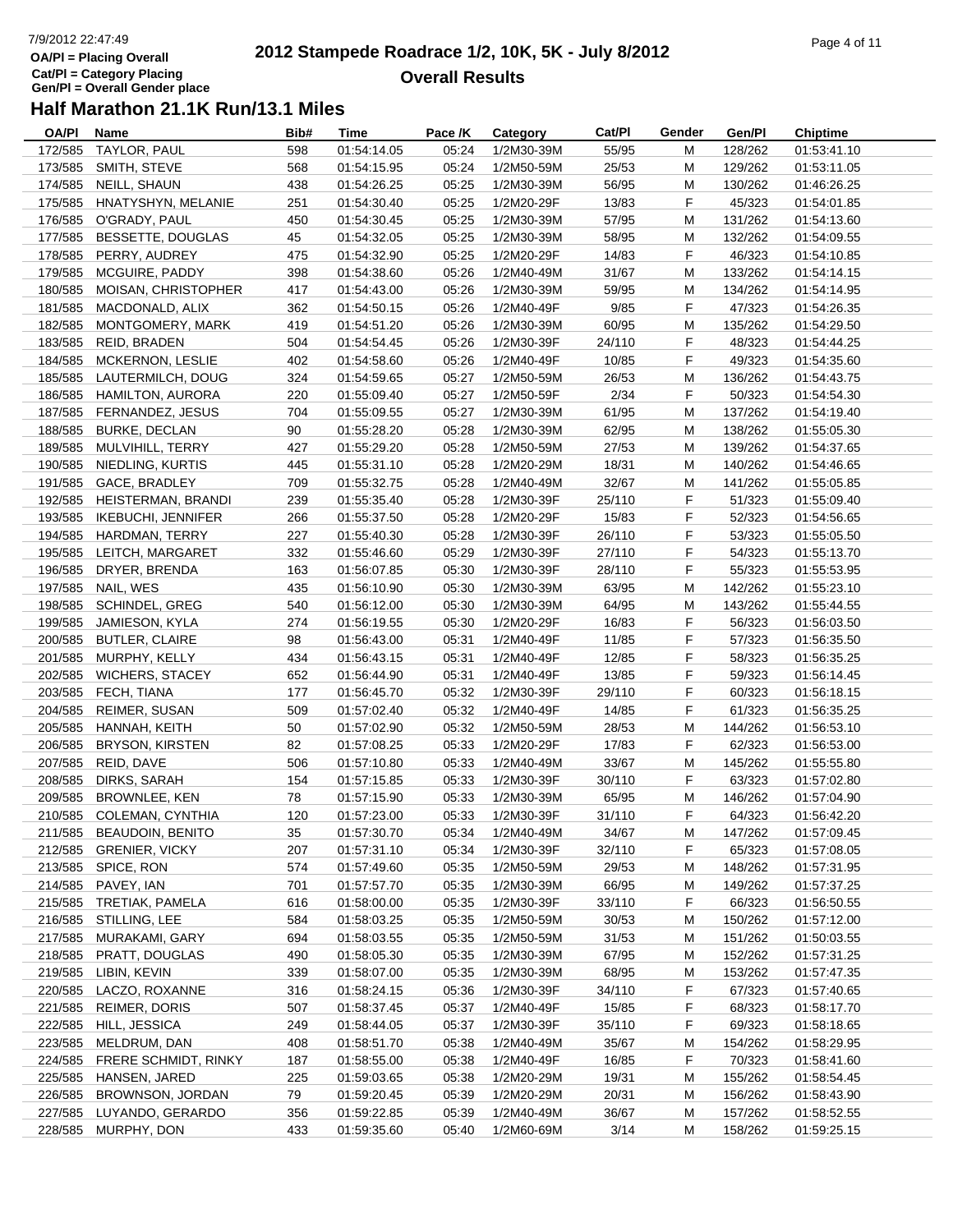# 2012 Stampede Roadrace 1/2, 10K, 5K - July 8/2012

OA/Pl = Placing Overall
Cat/Pl = Category Placing
Gen/Pl = Overall Gender place

**Overall Results**

## Half Marathon 21.1K Run/13.1 Miles

| OA/Pl | Name | Bib# | Time | Pace /K | Category | Cat/Pl | Gender | Gen/Pl | Chiptime |
|---|---|---|---|---|---|---|---|---|---|
| 172/585 | TAYLOR, PAUL | 598 | 01:54:14.05 | 05:24 | 1/2M30-39M | 55/95 | M | 128/262 | 01:53:41.10 |
| 173/585 | SMITH, STEVE | 568 | 01:54:15.95 | 05:24 | 1/2M50-59M | 25/53 | M | 129/262 | 01:53:11.05 |
| 174/585 | NEILL, SHAUN | 438 | 01:54:26.25 | 05:25 | 1/2M30-39M | 56/95 | M | 130/262 | 01:46:26.25 |
| 175/585 | HNATYSHYN, MELANIE | 251 | 01:54:30.40 | 05:25 | 1/2M20-29F | 13/83 | F | 45/323 | 01:54:01.85 |
| 176/585 | O'GRADY, PAUL | 450 | 01:54:30.45 | 05:25 | 1/2M30-39M | 57/95 | M | 131/262 | 01:54:13.60 |
| 177/585 | BESSETTE, DOUGLAS | 45 | 01:54:32.05 | 05:25 | 1/2M30-39M | 58/95 | M | 132/262 | 01:54:09.55 |
| 178/585 | PERRY, AUDREY | 475 | 01:54:32.90 | 05:25 | 1/2M20-29F | 14/83 | F | 46/323 | 01:54:10.85 |
| 179/585 | MCGUIRE, PADDY | 398 | 01:54:38.60 | 05:26 | 1/2M40-49M | 31/67 | M | 133/262 | 01:54:14.15 |
| 180/585 | MOISAN, CHRISTOPHER | 417 | 01:54:43.00 | 05:26 | 1/2M30-39M | 59/95 | M | 134/262 | 01:54:14.95 |
| 181/585 | MACDONALD, ALIX | 362 | 01:54:50.15 | 05:26 | 1/2M40-49F | 9/85 | F | 47/323 | 01:54:26.35 |
| 182/585 | MONTGOMERY, MARK | 419 | 01:54:51.20 | 05:26 | 1/2M30-39M | 60/95 | M | 135/262 | 01:54:29.50 |
| 183/585 | REID, BRADEN | 504 | 01:54:54.45 | 05:26 | 1/2M30-39F | 24/110 | F | 48/323 | 01:54:44.25 |
| 184/585 | MCKERNON, LESLIE | 402 | 01:54:58.60 | 05:26 | 1/2M40-49F | 10/85 | F | 49/323 | 01:54:35.60 |
| 185/585 | LAUTERMILCH, DOUG | 324 | 01:54:59.65 | 05:27 | 1/2M50-59M | 26/53 | M | 136/262 | 01:54:43.75 |
| 186/585 | HAMILTON, AURORA | 220 | 01:55:09.40 | 05:27 | 1/2M50-59F | 2/34 | F | 50/323 | 01:54:54.30 |
| 187/585 | FERNANDEZ, JESUS | 704 | 01:55:09.55 | 05:27 | 1/2M30-39M | 61/95 | M | 137/262 | 01:54:19.40 |
| 188/585 | BURKE, DECLAN | 90 | 01:55:28.20 | 05:28 | 1/2M30-39M | 62/95 | M | 138/262 | 01:55:05.30 |
| 189/585 | MULVIHILL, TERRY | 427 | 01:55:29.20 | 05:28 | 1/2M50-59M | 27/53 | M | 139/262 | 01:54:37.65 |
| 190/585 | NIEDLING, KURTIS | 445 | 01:55:31.10 | 05:28 | 1/2M20-29M | 18/31 | M | 140/262 | 01:54:46.65 |
| 191/585 | GACE, BRADLEY | 709 | 01:55:32.75 | 05:28 | 1/2M40-49M | 32/67 | M | 141/262 | 01:55:05.85 |
| 192/585 | HEISTERMAN, BRANDI | 239 | 01:55:35.40 | 05:28 | 1/2M30-39F | 25/110 | F | 51/323 | 01:55:09.40 |
| 193/585 | IKEBUCHI, JENNIFER | 266 | 01:55:37.50 | 05:28 | 1/2M20-29F | 15/83 | F | 52/323 | 01:54:56.65 |
| 194/585 | HARDMAN, TERRY | 227 | 01:55:40.30 | 05:28 | 1/2M30-39F | 26/110 | F | 53/323 | 01:55:05.50 |
| 195/585 | LEITCH, MARGARET | 332 | 01:55:46.60 | 05:29 | 1/2M30-39F | 27/110 | F | 54/323 | 01:55:13.70 |
| 196/585 | DRYER, BRENDA | 163 | 01:56:07.85 | 05:30 | 1/2M30-39F | 28/110 | F | 55/323 | 01:55:53.95 |
| 197/585 | NAIL, WES | 435 | 01:56:10.90 | 05:30 | 1/2M30-39M | 63/95 | M | 142/262 | 01:55:23.10 |
| 198/585 | SCHINDEL, GREG | 540 | 01:56:12.00 | 05:30 | 1/2M30-39M | 64/95 | M | 143/262 | 01:55:44.55 |
| 199/585 | JAMIESON, KYLA | 274 | 01:56:19.55 | 05:30 | 1/2M20-29F | 16/83 | F | 56/323 | 01:56:03.50 |
| 200/585 | BUTLER, CLAIRE | 98 | 01:56:43.00 | 05:31 | 1/2M40-49F | 11/85 | F | 57/323 | 01:56:35.50 |
| 201/585 | MURPHY, KELLY | 434 | 01:56:43.15 | 05:31 | 1/2M40-49F | 12/85 | F | 58/323 | 01:56:35.25 |
| 202/585 | WICHERS, STACEY | 652 | 01:56:44.90 | 05:31 | 1/2M40-49F | 13/85 | F | 59/323 | 01:56:14.45 |
| 203/585 | FECH, TIANA | 177 | 01:56:45.70 | 05:32 | 1/2M30-39F | 29/110 | F | 60/323 | 01:56:18.15 |
| 204/585 | REIMER, SUSAN | 509 | 01:57:02.40 | 05:32 | 1/2M40-49F | 14/85 | F | 61/323 | 01:56:35.25 |
| 205/585 | HANNAH, KEITH | 50 | 01:57:02.90 | 05:32 | 1/2M50-59M | 28/53 | M | 144/262 | 01:56:53.10 |
| 206/585 | BRYSON, KIRSTEN | 82 | 01:57:08.25 | 05:33 | 1/2M20-29F | 17/83 | F | 62/323 | 01:56:53.00 |
| 207/585 | REID, DAVE | 506 | 01:57:10.80 | 05:33 | 1/2M40-49M | 33/67 | M | 145/262 | 01:55:55.80 |
| 208/585 | DIRKS, SARAH | 154 | 01:57:15.85 | 05:33 | 1/2M30-39F | 30/110 | F | 63/323 | 01:57:02.80 |
| 209/585 | BROWNLEE, KEN | 78 | 01:57:15.90 | 05:33 | 1/2M30-39M | 65/95 | M | 146/262 | 01:57:04.90 |
| 210/585 | COLEMAN, CYNTHIA | 120 | 01:57:23.00 | 05:33 | 1/2M30-39F | 31/110 | F | 64/323 | 01:56:42.20 |
| 211/585 | BEAUDOIN, BENITO | 35 | 01:57:30.70 | 05:34 | 1/2M40-49M | 34/67 | M | 147/262 | 01:57:09.45 |
| 212/585 | GRENIER, VICKY | 207 | 01:57:31.10 | 05:34 | 1/2M30-39F | 32/110 | F | 65/323 | 01:57:08.05 |
| 213/585 | SPICE, RON | 574 | 01:57:49.60 | 05:35 | 1/2M50-59M | 29/53 | M | 148/262 | 01:57:31.95 |
| 214/585 | PAVEY, IAN | 701 | 01:57:57.70 | 05:35 | 1/2M30-39M | 66/95 | M | 149/262 | 01:57:37.25 |
| 215/585 | TRETIAK, PAMELA | 616 | 01:58:00.00 | 05:35 | 1/2M30-39F | 33/110 | F | 66/323 | 01:56:50.55 |
| 216/585 | STILLING, LEE | 584 | 01:58:03.25 | 05:35 | 1/2M50-59M | 30/53 | M | 150/262 | 01:57:12.00 |
| 217/585 | MURAKAMI, GARY | 694 | 01:58:03.55 | 05:35 | 1/2M50-59M | 31/53 | M | 151/262 | 01:50:03.55 |
| 218/585 | PRATT, DOUGLAS | 490 | 01:58:05.30 | 05:35 | 1/2M30-39M | 67/95 | M | 152/262 | 01:57:31.25 |
| 219/585 | LIBIN, KEVIN | 339 | 01:58:07.00 | 05:35 | 1/2M30-39M | 68/95 | M | 153/262 | 01:57:47.35 |
| 220/585 | LACZO, ROXANNE | 316 | 01:58:24.15 | 05:36 | 1/2M30-39F | 34/110 | F | 67/323 | 01:57:40.65 |
| 221/585 | REIMER, DORIS | 507 | 01:58:37.45 | 05:37 | 1/2M40-49F | 15/85 | F | 68/323 | 01:58:17.70 |
| 222/585 | HILL, JESSICA | 249 | 01:58:44.05 | 05:37 | 1/2M30-39F | 35/110 | F | 69/323 | 01:58:18.65 |
| 223/585 | MELDRUM, DAN | 408 | 01:58:51.70 | 05:38 | 1/2M40-49M | 35/67 | M | 154/262 | 01:58:29.95 |
| 224/585 | FRERE SCHMIDT, RINKY | 187 | 01:58:55.00 | 05:38 | 1/2M40-49F | 16/85 | F | 70/323 | 01:58:41.60 |
| 225/585 | HANSEN, JARED | 225 | 01:59:03.65 | 05:38 | 1/2M20-29M | 19/31 | M | 155/262 | 01:58:54.45 |
| 226/585 | BROWNSON, JORDAN | 79 | 01:59:20.45 | 05:39 | 1/2M20-29M | 20/31 | M | 156/262 | 01:58:43.90 |
| 227/585 | LUYANDO, GERARDO | 356 | 01:59:22.85 | 05:39 | 1/2M40-49M | 36/67 | M | 157/262 | 01:58:52.55 |
| 228/585 | MURPHY, DON | 433 | 01:59:35.60 | 05:40 | 1/2M60-69M | 3/14 | M | 158/262 | 01:59:25.15 |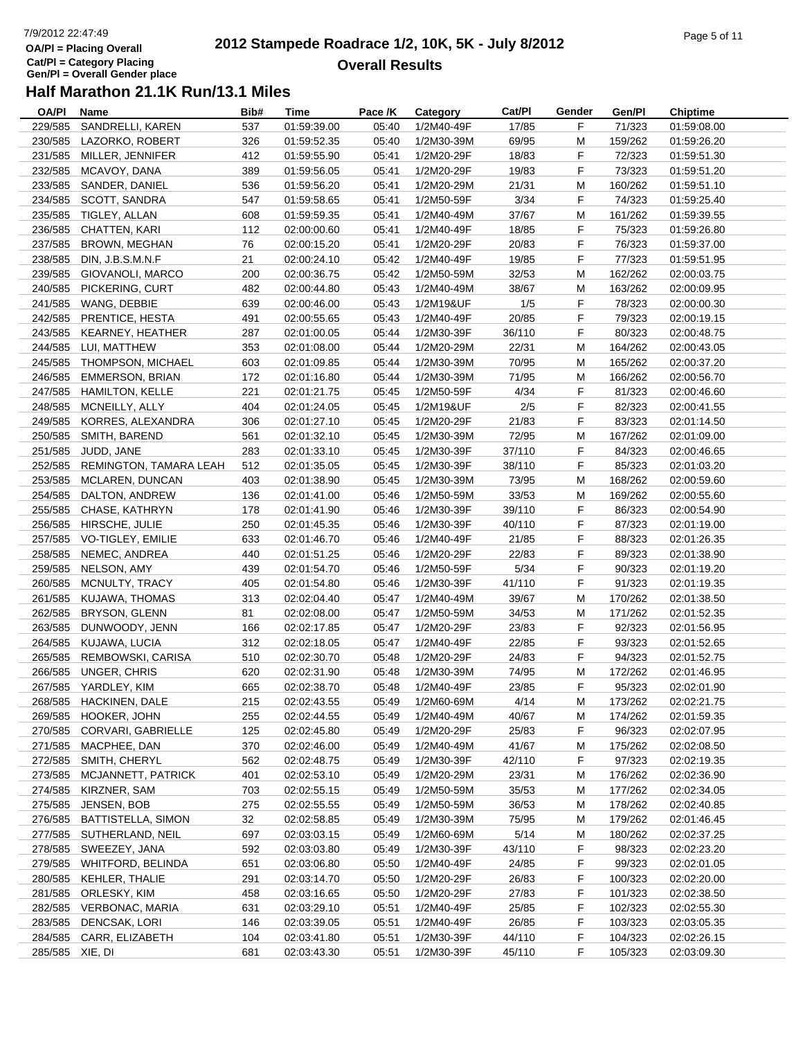# 2012 Stampede Roadrace 1/2, 10K, 5K - July 8/2012

## Overall Results

7/9/2012 22:47:49
OA/Pl = Placing Overall
Cat/Pl = Category Placing
Gen/Pl = Overall Gender place

### Half Marathon 21.1K Run/13.1 Miles

| OA/Pl | Name | Bib# | Time | Pace /K | Category | Cat/Pl | Gender | Gen/Pl | Chiptime |
|---|---|---|---|---|---|---|---|---|---|
| 229/585 | SANDRELLI, KAREN | 537 | 01:59:39.00 | 05:40 | 1/2M40-49F | 17/85 | F | 71/323 | 01:59:08.00 |
| 230/585 | LAZORKO, ROBERT | 326 | 01:59:52.35 | 05:40 | 1/2M30-39M | 69/95 | M | 159/262 | 01:59:26.20 |
| 231/585 | MILLER, JENNIFER | 412 | 01:59:55.90 | 05:41 | 1/2M20-29F | 18/83 | F | 72/323 | 01:59:51.30 |
| 232/585 | MCAVOY, DANA | 389 | 01:59:56.05 | 05:41 | 1/2M20-29F | 19/83 | F | 73/323 | 01:59:51.20 |
| 233/585 | SANDER, DANIEL | 536 | 01:59:56.20 | 05:41 | 1/2M20-29M | 21/31 | M | 160/262 | 01:59:51.10 |
| 234/585 | SCOTT, SANDRA | 547 | 01:59:58.65 | 05:41 | 1/2M50-59F | 3/34 | F | 74/323 | 01:59:25.40 |
| 235/585 | TIGLEY, ALLAN | 608 | 01:59:59.35 | 05:41 | 1/2M40-49M | 37/67 | M | 161/262 | 01:59:39.55 |
| 236/585 | CHATTEN, KARI | 112 | 02:00:00.60 | 05:41 | 1/2M40-49F | 18/85 | F | 75/323 | 01:59:26.80 |
| 237/585 | BROWN, MEGHAN | 76 | 02:00:15.20 | 05:41 | 1/2M20-29F | 20/83 | F | 76/323 | 01:59:37.00 |
| 238/585 | DIN, J.B.S.M.N.F | 21 | 02:00:24.10 | 05:42 | 1/2M40-49F | 19/85 | F | 77/323 | 01:59:51.95 |
| 239/585 | GIOVANOLI, MARCO | 200 | 02:00:36.75 | 05:42 | 1/2M50-59M | 32/53 | M | 162/262 | 02:00:03.75 |
| 240/585 | PICKERING, CURT | 482 | 02:00:44.80 | 05:43 | 1/2M40-49M | 38/67 | M | 163/262 | 02:00:09.95 |
| 241/585 | WANG, DEBBIE | 639 | 02:00:46.00 | 05:43 | 1/2M19&UF | 1/5 | F | 78/323 | 02:00:00.30 |
| 242/585 | PRENTICE, HESTA | 491 | 02:00:55.65 | 05:43 | 1/2M40-49F | 20/85 | F | 79/323 | 02:00:19.15 |
| 243/585 | KEARNEY, HEATHER | 287 | 02:01:00.05 | 05:44 | 1/2M30-39F | 36/110 | F | 80/323 | 02:00:48.75 |
| 244/585 | LUI, MATTHEW | 353 | 02:01:08.00 | 05:44 | 1/2M20-29M | 22/31 | M | 164/262 | 02:00:43.05 |
| 245/585 | THOMPSON, MICHAEL | 603 | 02:01:09.85 | 05:44 | 1/2M30-39M | 70/95 | M | 165/262 | 02:00:37.20 |
| 246/585 | EMMERSON, BRIAN | 172 | 02:01:16.80 | 05:44 | 1/2M30-39M | 71/95 | M | 166/262 | 02:00:56.70 |
| 247/585 | HAMILTON, KELLE | 221 | 02:01:21.75 | 05:45 | 1/2M50-59F | 4/34 | F | 81/323 | 02:00:46.60 |
| 248/585 | MCNEILLY, ALLY | 404 | 02:01:24.05 | 05:45 | 1/2M19&UF | 2/5 | F | 82/323 | 02:00:41.55 |
| 249/585 | KORRES, ALEXANDRA | 306 | 02:01:27.10 | 05:45 | 1/2M20-29F | 21/83 | F | 83/323 | 02:01:14.50 |
| 250/585 | SMITH, BAREND | 561 | 02:01:32.10 | 05:45 | 1/2M30-39M | 72/95 | M | 167/262 | 02:01:09.00 |
| 251/585 | JUDD, JANE | 283 | 02:01:33.10 | 05:45 | 1/2M30-39F | 37/110 | F | 84/323 | 02:00:46.65 |
| 252/585 | REMINGTON, TAMARA LEAH | 512 | 02:01:35.05 | 05:45 | 1/2M30-39F | 38/110 | F | 85/323 | 02:01:03.20 |
| 253/585 | MCLAREN, DUNCAN | 403 | 02:01:38.90 | 05:45 | 1/2M30-39M | 73/95 | M | 168/262 | 02:00:59.60 |
| 254/585 | DALTON, ANDREW | 136 | 02:01:41.00 | 05:46 | 1/2M50-59M | 33/53 | M | 169/262 | 02:00:55.60 |
| 255/585 | CHASE, KATHRYN | 178 | 02:01:41.90 | 05:46 | 1/2M30-39F | 39/110 | F | 86/323 | 02:00:54.90 |
| 256/585 | HIRSCHE, JULIE | 250 | 02:01:45.35 | 05:46 | 1/2M30-39F | 40/110 | F | 87/323 | 02:01:19.00 |
| 257/585 | VO-TIGLEY, EMILIE | 633 | 02:01:46.70 | 05:46 | 1/2M40-49F | 21/85 | F | 88/323 | 02:01:26.35 |
| 258/585 | NEMEC, ANDREA | 440 | 02:01:51.25 | 05:46 | 1/2M20-29F | 22/83 | F | 89/323 | 02:01:38.90 |
| 259/585 | NELSON, AMY | 439 | 02:01:54.70 | 05:46 | 1/2M50-59F | 5/34 | F | 90/323 | 02:01:19.20 |
| 260/585 | MCNULTY, TRACY | 405 | 02:01:54.80 | 05:46 | 1/2M30-39F | 41/110 | F | 91/323 | 02:01:19.35 |
| 261/585 | KUJAWA, THOMAS | 313 | 02:02:04.40 | 05:47 | 1/2M40-49M | 39/67 | M | 170/262 | 02:01:38.50 |
| 262/585 | BRYSON, GLENN | 81 | 02:02:08.00 | 05:47 | 1/2M50-59M | 34/53 | M | 171/262 | 02:01:52.35 |
| 263/585 | DUNWOODY, JENN | 166 | 02:02:17.85 | 05:47 | 1/2M20-29F | 23/83 | F | 92/323 | 02:01:56.95 |
| 264/585 | KUJAWA, LUCIA | 312 | 02:02:18.05 | 05:47 | 1/2M40-49F | 22/85 | F | 93/323 | 02:01:52.65 |
| 265/585 | REMBOWSKI, CARISA | 510 | 02:02:30.70 | 05:48 | 1/2M20-29F | 24/83 | F | 94/323 | 02:01:52.75 |
| 266/585 | UNGER, CHRIS | 620 | 02:02:31.90 | 05:48 | 1/2M30-39M | 74/95 | M | 172/262 | 02:01:46.95 |
| 267/585 | YARDLEY, KIM | 665 | 02:02:38.70 | 05:48 | 1/2M40-49F | 23/85 | F | 95/323 | 02:02:01.90 |
| 268/585 | HACKINEN, DALE | 215 | 02:02:43.55 | 05:49 | 1/2M60-69M | 4/14 | M | 173/262 | 02:02:21.75 |
| 269/585 | HOOKER, JOHN | 255 | 02:02:44.55 | 05:49 | 1/2M40-49M | 40/67 | M | 174/262 | 02:01:59.35 |
| 270/585 | CORVARI, GABRIELLE | 125 | 02:02:45.80 | 05:49 | 1/2M20-29F | 25/83 | F | 96/323 | 02:02:07.95 |
| 271/585 | MACPHEE, DAN | 370 | 02:02:46.00 | 05:49 | 1/2M40-49M | 41/67 | M | 175/262 | 02:02:08.50 |
| 272/585 | SMITH, CHERYL | 562 | 02:02:48.75 | 05:49 | 1/2M30-39F | 42/110 | F | 97/323 | 02:02:19.35 |
| 273/585 | MCJANNETT, PATRICK | 401 | 02:02:53.10 | 05:49 | 1/2M20-29M | 23/31 | M | 176/262 | 02:02:36.90 |
| 274/585 | KIRZNER, SAM | 703 | 02:02:55.15 | 05:49 | 1/2M50-59M | 35/53 | M | 177/262 | 02:02:34.05 |
| 275/585 | JENSEN, BOB | 275 | 02:02:55.55 | 05:49 | 1/2M50-59M | 36/53 | M | 178/262 | 02:02:40.85 |
| 276/585 | BATTISTELLA, SIMON | 32 | 02:02:58.85 | 05:49 | 1/2M30-39M | 75/95 | M | 179/262 | 02:01:46.45 |
| 277/585 | SUTHERLAND, NEIL | 697 | 02:03:03.15 | 05:49 | 1/2M60-69M | 5/14 | M | 180/262 | 02:02:37.25 |
| 278/585 | SWEEZEY, JANA | 592 | 02:03:03.80 | 05:49 | 1/2M30-39F | 43/110 | F | 98/323 | 02:02:23.20 |
| 279/585 | WHITFORD, BELINDA | 651 | 02:03:06.80 | 05:50 | 1/2M40-49F | 24/85 | F | 99/323 | 02:02:01.05 |
| 280/585 | KEHLER, THALIE | 291 | 02:03:14.70 | 05:50 | 1/2M20-29F | 26/83 | F | 100/323 | 02:02:20.00 |
| 281/585 | ORLESKY, KIM | 458 | 02:03:16.65 | 05:50 | 1/2M20-29F | 27/83 | F | 101/323 | 02:02:38.50 |
| 282/585 | VERBONAC, MARIA | 631 | 02:03:29.10 | 05:51 | 1/2M40-49F | 25/85 | F | 102/323 | 02:02:55.30 |
| 283/585 | DENCSAK, LORI | 146 | 02:03:39.05 | 05:51 | 1/2M40-49F | 26/85 | F | 103/323 | 02:03:05.35 |
| 284/585 | CARR, ELIZABETH | 104 | 02:03:41.80 | 05:51 | 1/2M30-39F | 44/110 | F | 104/323 | 02:02:26.15 |
| 285/585 | XIE, DI | 681 | 02:03:43.30 | 05:51 | 1/2M30-39F | 45/110 | F | 105/323 | 02:03:09.30 |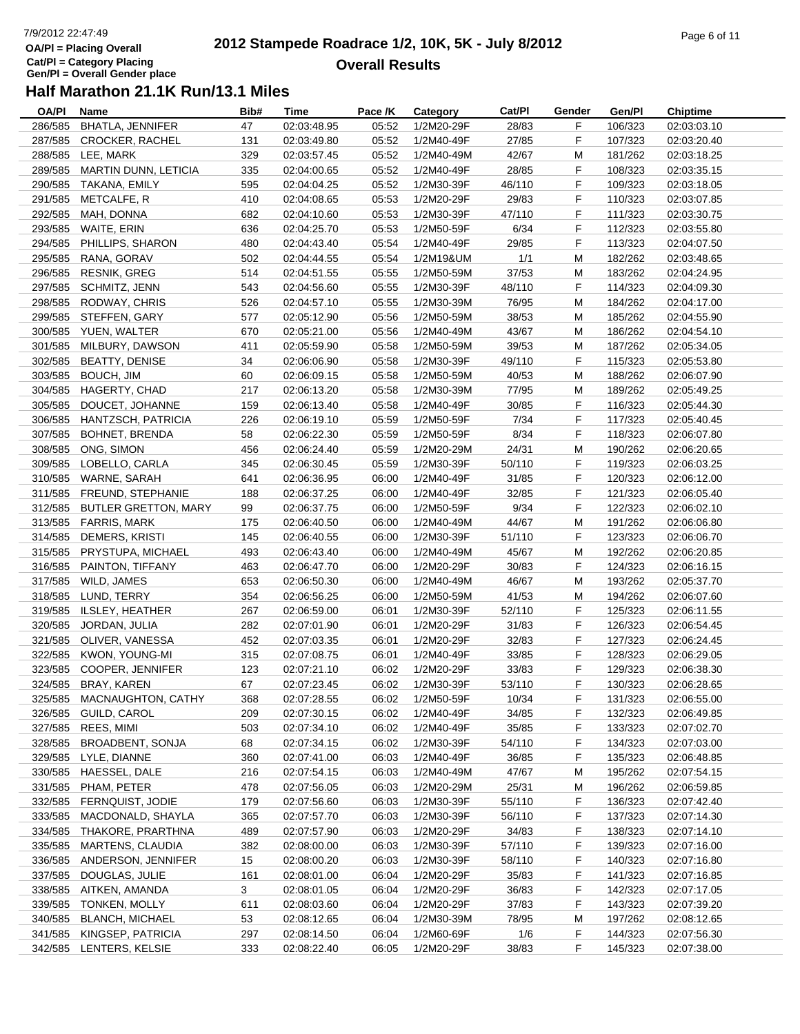OA/Pl = Placing Overall
Cat/Pl = Category Placing
Gen/Pl = Overall Gender place

# 2012 Stampede Roadrace 1/2, 10K, 5K - July 8/2012

## Overall Results

### Half Marathon 21.1K Run/13.1 Miles

| OA/Pl | Name | Bib# | Time | Pace /K | Category | Cat/Pl | Gender | Gen/Pl | Chiptime |
|---|---|---|---|---|---|---|---|---|---|
| 286/585 | BHATLA, JENNIFER | 47 | 02:03:48.95 | 05:52 | 1/2M20-29F | 28/83 | F | 106/323 | 02:03:03.10 |
| 287/585 | CROCKER, RACHEL | 131 | 02:03:49.80 | 05:52 | 1/2M40-49F | 27/85 | F | 107/323 | 02:03:20.40 |
| 288/585 | LEE, MARK | 329 | 02:03:57.45 | 05:52 | 1/2M40-49M | 42/67 | M | 181/262 | 02:03:18.25 |
| 289/585 | MARTIN DUNN, LETICIA | 335 | 02:04:00.65 | 05:52 | 1/2M40-49F | 28/85 | F | 108/323 | 02:03:35.15 |
| 290/585 | TAKANA, EMILY | 595 | 02:04:04.25 | 05:52 | 1/2M30-39F | 46/110 | F | 109/323 | 02:03:18.05 |
| 291/585 | METCALFE, R | 410 | 02:04:08.65 | 05:53 | 1/2M20-29F | 29/83 | F | 110/323 | 02:03:07.85 |
| 292/585 | MAH, DONNA | 682 | 02:04:10.60 | 05:53 | 1/2M30-39F | 47/110 | F | 111/323 | 02:03:30.75 |
| 293/585 | WAITE, ERIN | 636 | 02:04:25.70 | 05:53 | 1/2M50-59F | 6/34 | F | 112/323 | 02:03:55.80 |
| 294/585 | PHILLIPS, SHARON | 480 | 02:04:43.40 | 05:54 | 1/2M40-49F | 29/85 | F | 113/323 | 02:04:07.50 |
| 295/585 | RANA, GORAV | 502 | 02:04:44.55 | 05:54 | 1/2M19&UM | 1/1 | M | 182/262 | 02:03:48.65 |
| 296/585 | RESNIK, GREG | 514 | 02:04:51.55 | 05:55 | 1/2M50-59M | 37/53 | M | 183/262 | 02:04:24.95 |
| 297/585 | SCHMITZ, JENN | 543 | 02:04:56.60 | 05:55 | 1/2M30-39F | 48/110 | F | 114/323 | 02:04:09.30 |
| 298/585 | RODWAY, CHRIS | 526 | 02:04:57.10 | 05:55 | 1/2M30-39M | 76/95 | M | 184/262 | 02:04:17.00 |
| 299/585 | STEFFEN, GARY | 577 | 02:05:12.90 | 05:56 | 1/2M50-59M | 38/53 | M | 185/262 | 02:04:55.90 |
| 300/585 | YUEN, WALTER | 670 | 02:05:21.00 | 05:56 | 1/2M40-49M | 43/67 | M | 186/262 | 02:04:54.10 |
| 301/585 | MILBURY, DAWSON | 411 | 02:05:59.90 | 05:58 | 1/2M50-59M | 39/53 | M | 187/262 | 02:05:34.05 |
| 302/585 | BEATTY, DENISE | 34 | 02:06:06.90 | 05:58 | 1/2M30-39F | 49/110 | F | 115/323 | 02:05:53.80 |
| 303/585 | BOUCH, JIM | 60 | 02:06:09.15 | 05:58 | 1/2M50-59M | 40/53 | M | 188/262 | 02:06:07.90 |
| 304/585 | HAGERTY, CHAD | 217 | 02:06:13.20 | 05:58 | 1/2M30-39M | 77/95 | M | 189/262 | 02:05:49.25 |
| 305/585 | DOUCET, JOHANNE | 159 | 02:06:13.40 | 05:58 | 1/2M40-49F | 30/85 | F | 116/323 | 02:05:44.30 |
| 306/585 | HANTZSCH, PATRICIA | 226 | 02:06:19.10 | 05:59 | 1/2M50-59F | 7/34 | F | 117/323 | 02:05:40.45 |
| 307/585 | BOHNET, BRENDA | 58 | 02:06:22.30 | 05:59 | 1/2M50-59F | 8/34 | F | 118/323 | 02:06:07.80 |
| 308/585 | ONG, SIMON | 456 | 02:06:24.40 | 05:59 | 1/2M20-29M | 24/31 | M | 190/262 | 02:06:20.65 |
| 309/585 | LOBELLO, CARLA | 345 | 02:06:30.45 | 05:59 | 1/2M30-39F | 50/110 | F | 119/323 | 02:06:03.25 |
| 310/585 | WARNE, SARAH | 641 | 02:06:36.95 | 06:00 | 1/2M40-49F | 31/85 | F | 120/323 | 02:06:12.00 |
| 311/585 | FREUND, STEPHANIE | 188 | 02:06:37.25 | 06:00 | 1/2M40-49F | 32/85 | F | 121/323 | 02:06:05.40 |
| 312/585 | BUTLER GRETTON, MARY | 99 | 02:06:37.75 | 06:00 | 1/2M50-59F | 9/34 | F | 122/323 | 02:06:02.10 |
| 313/585 | FARRIS, MARK | 175 | 02:06:40.50 | 06:00 | 1/2M40-49M | 44/67 | M | 191/262 | 02:06:06.80 |
| 314/585 | DEMERS, KRISTI | 145 | 02:06:40.55 | 06:00 | 1/2M30-39F | 51/110 | F | 123/323 | 02:06:06.70 |
| 315/585 | PRYSTUPA, MICHAEL | 493 | 02:06:43.40 | 06:00 | 1/2M40-49M | 45/67 | M | 192/262 | 02:06:20.85 |
| 316/585 | PAINTON, TIFFANY | 463 | 02:06:47.70 | 06:00 | 1/2M20-29F | 30/83 | F | 124/323 | 02:06:16.15 |
| 317/585 | WILD, JAMES | 653 | 02:06:50.30 | 06:00 | 1/2M40-49M | 46/67 | M | 193/262 | 02:05:37.70 |
| 318/585 | LUND, TERRY | 354 | 02:06:56.25 | 06:00 | 1/2M50-59M | 41/53 | M | 194/262 | 02:06:07.60 |
| 319/585 | ILSLEY, HEATHER | 267 | 02:06:59.00 | 06:01 | 1/2M30-39F | 52/110 | F | 125/323 | 02:06:11.55 |
| 320/585 | JORDAN, JULIA | 282 | 02:07:01.90 | 06:01 | 1/2M20-29F | 31/83 | F | 126/323 | 02:06:54.45 |
| 321/585 | OLIVER, VANESSA | 452 | 02:07:03.35 | 06:01 | 1/2M20-29F | 32/83 | F | 127/323 | 02:06:24.45 |
| 322/585 | KWON, YOUNG-MI | 315 | 02:07:08.75 | 06:01 | 1/2M40-49F | 33/85 | F | 128/323 | 02:06:29.05 |
| 323/585 | COOPER, JENNIFER | 123 | 02:07:21.10 | 06:02 | 1/2M20-29F | 33/83 | F | 129/323 | 02:06:38.30 |
| 324/585 | BRAY, KAREN | 67 | 02:07:23.45 | 06:02 | 1/2M30-39F | 53/110 | F | 130/323 | 02:06:28.65 |
| 325/585 | MACNAUGHTON, CATHY | 368 | 02:07:28.55 | 06:02 | 1/2M50-59F | 10/34 | F | 131/323 | 02:06:55.00 |
| 326/585 | GUILD, CAROL | 209 | 02:07:30.15 | 06:02 | 1/2M40-49F | 34/85 | F | 132/323 | 02:06:49.85 |
| 327/585 | REES, MIMI | 503 | 02:07:34.10 | 06:02 | 1/2M40-49F | 35/85 | F | 133/323 | 02:07:02.70 |
| 328/585 | BROADBENT, SONJA | 68 | 02:07:34.15 | 06:02 | 1/2M30-39F | 54/110 | F | 134/323 | 02:07:03.00 |
| 329/585 | LYLE, DIANNE | 360 | 02:07:41.00 | 06:03 | 1/2M40-49F | 36/85 | F | 135/323 | 02:06:48.85 |
| 330/585 | HAESSEL, DALE | 216 | 02:07:54.15 | 06:03 | 1/2M40-49M | 47/67 | M | 195/262 | 02:07:54.15 |
| 331/585 | PHAM, PETER | 478 | 02:07:56.05 | 06:03 | 1/2M20-29M | 25/31 | M | 196/262 | 02:06:59.85 |
| 332/585 | FERNQUIST, JODIE | 179 | 02:07:56.60 | 06:03 | 1/2M30-39F | 55/110 | F | 136/323 | 02:07:42.40 |
| 333/585 | MACDONALD, SHAYLA | 365 | 02:07:57.70 | 06:03 | 1/2M30-39F | 56/110 | F | 137/323 | 02:07:14.30 |
| 334/585 | THAKORE, PRARTHNA | 489 | 02:07:57.90 | 06:03 | 1/2M20-29F | 34/83 | F | 138/323 | 02:07:14.10 |
| 335/585 | MARTENS, CLAUDIA | 382 | 02:08:00.00 | 06:03 | 1/2M30-39F | 57/110 | F | 139/323 | 02:07:16.00 |
| 336/585 | ANDERSON, JENNIFER | 15 | 02:08:00.20 | 06:03 | 1/2M30-39F | 58/110 | F | 140/323 | 02:07:16.80 |
| 337/585 | DOUGLAS, JULIE | 161 | 02:08:01.00 | 06:04 | 1/2M20-29F | 35/83 | F | 141/323 | 02:07:16.85 |
| 338/585 | AITKEN, AMANDA | 3 | 02:08:01.05 | 06:04 | 1/2M20-29F | 36/83 | F | 142/323 | 02:07:17.05 |
| 339/585 | TONKEN, MOLLY | 611 | 02:08:03.60 | 06:04 | 1/2M20-29F | 37/83 | F | 143/323 | 02:07:39.20 |
| 340/585 | BLANCH, MICHAEL | 53 | 02:08:12.65 | 06:04 | 1/2M30-39M | 78/95 | M | 197/262 | 02:08:12.65 |
| 341/585 | KINGSEP, PATRICIA | 297 | 02:08:14.50 | 06:04 | 1/2M60-69F | 1/6 | F | 144/323 | 02:07:56.30 |
| 342/585 | LENTERS, KELSIE | 333 | 02:08:22.40 | 06:05 | 1/2M20-29F | 38/83 | F | 145/323 | 02:07:38.00 |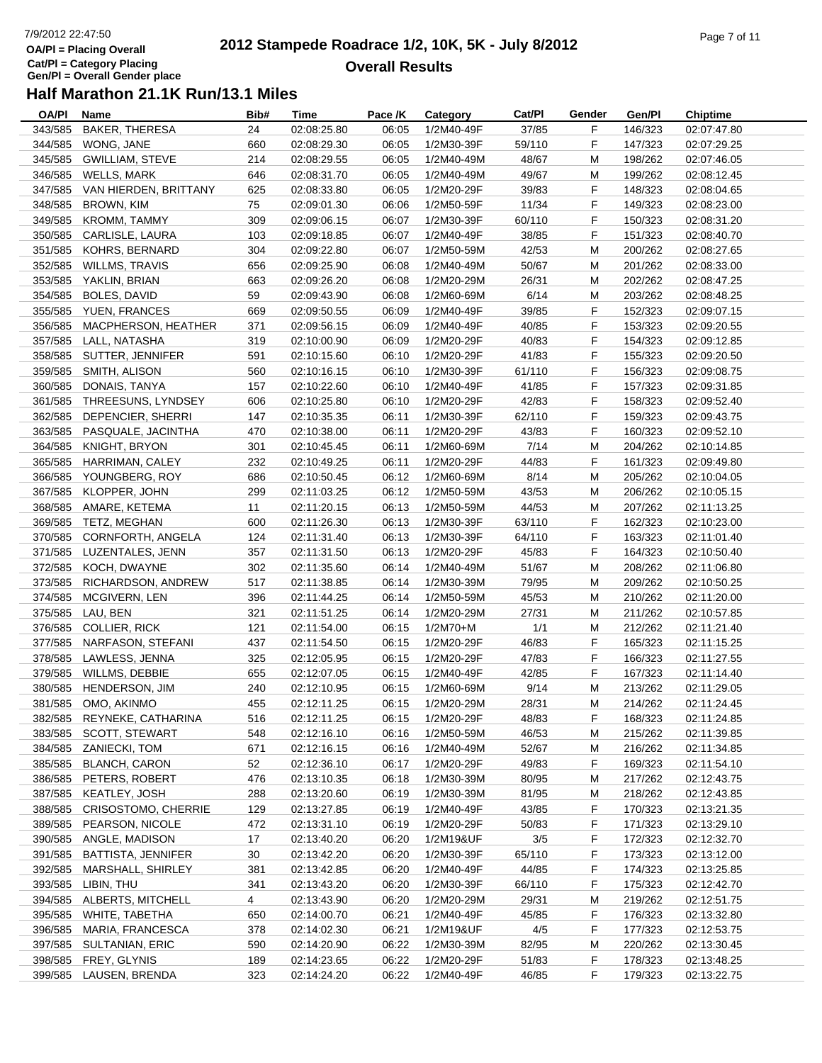# 2012 Stampede Roadrace 1/2, 10K, 5K - July 8/2012

## Overall Results

7/9/2012 22:47:50
OA/Pl = Placing Overall
Cat/Pl = Category Placing
Gen/Pl = Overall Gender place

### Half Marathon 21.1K Run/13.1 Miles

| OA/Pl | Name | Bib# | Time | Pace /K | Category | Cat/Pl | Gender | Gen/Pl | Chiptime |
|---|---|---|---|---|---|---|---|---|---|
| 343/585 | BAKER, THERESA | 24 | 02:08:25.80 | 06:05 | 1/2M40-49F | 37/85 | F | 146/323 | 02:07:47.80 |
| 344/585 | WONG, JANE | 660 | 02:08:29.30 | 06:05 | 1/2M30-39F | 59/110 | F | 147/323 | 02:07:29.25 |
| 345/585 | GWILLIAM, STEVE | 214 | 02:08:29.55 | 06:05 | 1/2M40-49M | 48/67 | M | 198/262 | 02:07:46.05 |
| 346/585 | WELLS, MARK | 646 | 02:08:31.70 | 06:05 | 1/2M40-49M | 49/67 | M | 199/262 | 02:08:12.45 |
| 347/585 | VAN HIERDEN, BRITTANY | 625 | 02:08:33.80 | 06:05 | 1/2M20-29F | 39/83 | F | 148/323 | 02:08:04.65 |
| 348/585 | BROWN, KIM | 75 | 02:09:01.30 | 06:06 | 1/2M50-59F | 11/34 | F | 149/323 | 02:08:23.00 |
| 349/585 | KROMM, TAMMY | 309 | 02:09:06.15 | 06:07 | 1/2M30-39F | 60/110 | F | 150/323 | 02:08:31.20 |
| 350/585 | CARLISLE, LAURA | 103 | 02:09:18.85 | 06:07 | 1/2M40-49F | 38/85 | F | 151/323 | 02:08:40.70 |
| 351/585 | KOHRS, BERNARD | 304 | 02:09:22.80 | 06:07 | 1/2M50-59M | 42/53 | M | 200/262 | 02:08:27.65 |
| 352/585 | WILLMS, TRAVIS | 656 | 02:09:25.90 | 06:08 | 1/2M40-49M | 50/67 | M | 201/262 | 02:08:33.00 |
| 353/585 | YAKLIN, BRIAN | 663 | 02:09:26.20 | 06:08 | 1/2M20-29M | 26/31 | M | 202/262 | 02:08:47.25 |
| 354/585 | BOLES, DAVID | 59 | 02:09:43.90 | 06:08 | 1/2M60-69M | 6/14 | M | 203/262 | 02:08:48.25 |
| 355/585 | YUEN, FRANCES | 669 | 02:09:50.55 | 06:09 | 1/2M40-49F | 39/85 | F | 152/323 | 02:09:07.15 |
| 356/585 | MACPHERSON, HEATHER | 371 | 02:09:56.15 | 06:09 | 1/2M40-49F | 40/85 | F | 153/323 | 02:09:20.55 |
| 357/585 | LALL, NATASHA | 319 | 02:10:00.90 | 06:09 | 1/2M20-29F | 40/83 | F | 154/323 | 02:09:12.85 |
| 358/585 | SUTTER, JENNIFER | 591 | 02:10:15.60 | 06:10 | 1/2M20-29F | 41/83 | F | 155/323 | 02:09:20.50 |
| 359/585 | SMITH, ALISON | 560 | 02:10:16.15 | 06:10 | 1/2M30-39F | 61/110 | F | 156/323 | 02:09:08.75 |
| 360/585 | DONAIS, TANYA | 157 | 02:10:22.60 | 06:10 | 1/2M40-49F | 41/85 | F | 157/323 | 02:09:31.85 |
| 361/585 | THREESUNS, LYNDSEY | 606 | 02:10:25.80 | 06:10 | 1/2M20-29F | 42/83 | F | 158/323 | 02:09:52.40 |
| 362/585 | DEPENCIER, SHERRI | 147 | 02:10:35.35 | 06:11 | 1/2M30-39F | 62/110 | F | 159/323 | 02:09:43.75 |
| 363/585 | PASQUALE, JACINTHA | 470 | 02:10:38.00 | 06:11 | 1/2M20-29F | 43/83 | F | 160/323 | 02:09:52.10 |
| 364/585 | KNIGHT, BRYON | 301 | 02:10:45.45 | 06:11 | 1/2M60-69M | 7/14 | M | 204/262 | 02:10:14.85 |
| 365/585 | HARRIMAN, CALEY | 232 | 02:10:49.25 | 06:11 | 1/2M20-29F | 44/83 | F | 161/323 | 02:09:49.80 |
| 366/585 | YOUNGBERG, ROY | 686 | 02:10:50.45 | 06:12 | 1/2M60-69M | 8/14 | M | 205/262 | 02:10:04.05 |
| 367/585 | KLOPPER, JOHN | 299 | 02:11:03.25 | 06:12 | 1/2M50-59M | 43/53 | M | 206/262 | 02:10:05.15 |
| 368/585 | AMARE, KETEMA | 11 | 02:11:20.15 | 06:13 | 1/2M50-59M | 44/53 | M | 207/262 | 02:11:13.25 |
| 369/585 | TETZ, MEGHAN | 600 | 02:11:26.30 | 06:13 | 1/2M30-39F | 63/110 | F | 162/323 | 02:10:23.00 |
| 370/585 | CORNFORTH, ANGELA | 124 | 02:11:31.40 | 06:13 | 1/2M30-39F | 64/110 | F | 163/323 | 02:11:01.40 |
| 371/585 | LUZENTALES, JENN | 357 | 02:11:31.50 | 06:13 | 1/2M20-29F | 45/83 | F | 164/323 | 02:10:50.40 |
| 372/585 | KOCH, DWAYNE | 302 | 02:11:35.60 | 06:14 | 1/2M40-49M | 51/67 | M | 208/262 | 02:11:06.80 |
| 373/585 | RICHARDSON, ANDREW | 517 | 02:11:38.85 | 06:14 | 1/2M30-39M | 79/95 | M | 209/262 | 02:10:50.25 |
| 374/585 | MCGIVERN, LEN | 396 | 02:11:44.25 | 06:14 | 1/2M50-59M | 45/53 | M | 210/262 | 02:11:20.00 |
| 375/585 | LAU, BEN | 321 | 02:11:51.25 | 06:14 | 1/2M20-29M | 27/31 | M | 211/262 | 02:10:57.85 |
| 376/585 | COLLIER, RICK | 121 | 02:11:54.00 | 06:15 | 1/2M70+M | 1/1 | M | 212/262 | 02:11:21.40 |
| 377/585 | NARFASON, STEFANI | 437 | 02:11:54.50 | 06:15 | 1/2M20-29F | 46/83 | F | 165/323 | 02:11:15.25 |
| 378/585 | LAWLESS, JENNA | 325 | 02:12:05.95 | 06:15 | 1/2M20-29F | 47/83 | F | 166/323 | 02:11:27.55 |
| 379/585 | WILLMS, DEBBIE | 655 | 02:12:07.05 | 06:15 | 1/2M40-49F | 42/85 | F | 167/323 | 02:11:14.40 |
| 380/585 | HENDERSON, JIM | 240 | 02:12:10.95 | 06:15 | 1/2M60-69M | 9/14 | M | 213/262 | 02:11:29.05 |
| 381/585 | OMO, AKINMO | 455 | 02:12:11.25 | 06:15 | 1/2M20-29M | 28/31 | M | 214/262 | 02:11:24.45 |
| 382/585 | REYNEKE, CATHARINA | 516 | 02:12:11.25 | 06:15 | 1/2M20-29F | 48/83 | F | 168/323 | 02:11:24.85 |
| 383/585 | SCOTT, STEWART | 548 | 02:12:16.10 | 06:16 | 1/2M50-59M | 46/53 | M | 215/262 | 02:11:39.85 |
| 384/585 | ZANIECKI, TOM | 671 | 02:12:16.15 | 06:16 | 1/2M40-49M | 52/67 | M | 216/262 | 02:11:34.85 |
| 385/585 | BLANCH, CARON | 52 | 02:12:36.10 | 06:17 | 1/2M20-29F | 49/83 | F | 169/323 | 02:11:54.10 |
| 386/585 | PETERS, ROBERT | 476 | 02:13:10.35 | 06:18 | 1/2M30-39M | 80/95 | M | 217/262 | 02:12:43.75 |
| 387/585 | KEATLEY, JOSH | 288 | 02:13:20.60 | 06:19 | 1/2M30-39M | 81/95 | M | 218/262 | 02:12:43.85 |
| 388/585 | CRISOSTOMO, CHERRIE | 129 | 02:13:27.85 | 06:19 | 1/2M40-49F | 43/85 | F | 170/323 | 02:13:21.35 |
| 389/585 | PEARSON, NICOLE | 472 | 02:13:31.10 | 06:19 | 1/2M20-29F | 50/83 | F | 171/323 | 02:13:29.10 |
| 390/585 | ANGLE, MADISON | 17 | 02:13:40.20 | 06:20 | 1/2M19&UF | 3/5 | F | 172/323 | 02:12:32.70 |
| 391/585 | BATTISTA, JENNIFER | 30 | 02:13:42.20 | 06:20 | 1/2M30-39F | 65/110 | F | 173/323 | 02:13:12.00 |
| 392/585 | MARSHALL, SHIRLEY | 381 | 02:13:42.85 | 06:20 | 1/2M40-49F | 44/85 | F | 174/323 | 02:13:25.85 |
| 393/585 | LIBIN, THU | 341 | 02:13:43.20 | 06:20 | 1/2M30-39F | 66/110 | F | 175/323 | 02:12:42.70 |
| 394/585 | ALBERTS, MITCHELL | 4 | 02:13:43.90 | 06:20 | 1/2M20-29M | 29/31 | M | 219/262 | 02:12:51.75 |
| 395/585 | WHITE, TABETHA | 650 | 02:14:00.70 | 06:21 | 1/2M40-49F | 45/85 | F | 176/323 | 02:13:32.80 |
| 396/585 | MARIA, FRANCESCA | 378 | 02:14:02.30 | 06:21 | 1/2M19&UF | 4/5 | F | 177/323 | 02:12:53.75 |
| 397/585 | SULTANIAN, ERIC | 590 | 02:14:20.90 | 06:22 | 1/2M30-39M | 82/95 | M | 220/262 | 02:13:30.45 |
| 398/585 | FREY, GLYNIS | 189 | 02:14:23.65 | 06:22 | 1/2M20-29F | 51/83 | F | 178/323 | 02:13:48.25 |
| 399/585 | LAUSEN, BRENDA | 323 | 02:14:24.20 | 06:22 | 1/2M40-49F | 46/85 | F | 179/323 | 02:13:22.75 |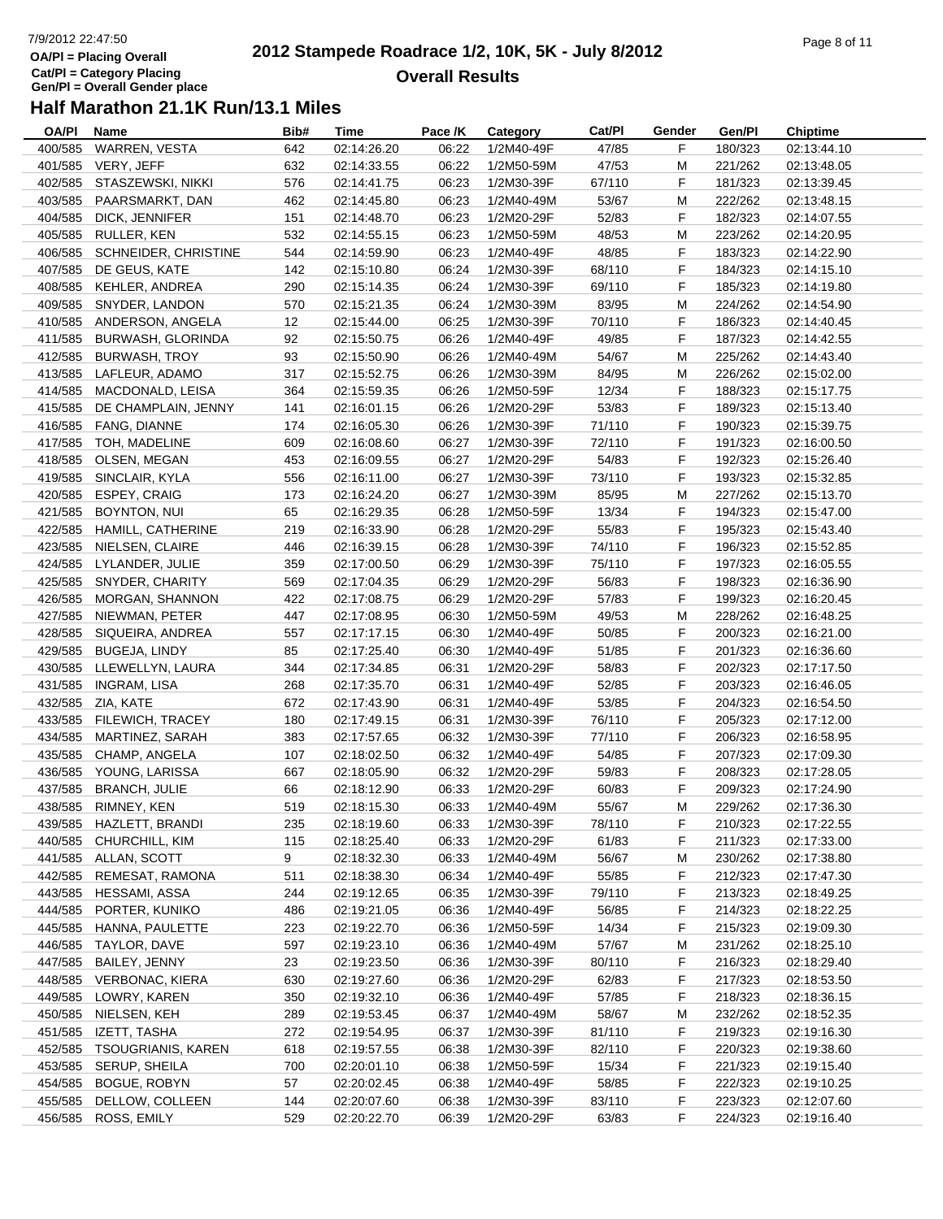# 2012 Stampede Roadrace 1/2, 10K, 5K - July 8/2012

## Overall Results

7/9/2012 22:47:50
OA/Pl = Placing Overall
Cat/Pl = Category Placing
Gen/Pl = Overall Gender place

### Half Marathon 21.1K Run/13.1 Miles

| OA/Pl | Name | Bib# | Time | Pace /K | Category | Cat/Pl | Gender | Gen/Pl | Chiptime |
|---|---|---|---|---|---|---|---|---|---|
| 400/585 | WARREN, VESTA | 642 | 02:14:26.20 | 06:22 | 1/2M40-49F | 47/85 | F | 180/323 | 02:13:44.10 |
| 401/585 | VERY, JEFF | 632 | 02:14:33.55 | 06:22 | 1/2M50-59M | 47/53 | M | 221/262 | 02:13:48.05 |
| 402/585 | STASZEWSKI, NIKKI | 576 | 02:14:41.75 | 06:23 | 1/2M30-39F | 67/110 | F | 181/323 | 02:13:39.45 |
| 403/585 | PAARSMARKT, DAN | 462 | 02:14:45.80 | 06:23 | 1/2M40-49M | 53/67 | M | 222/262 | 02:13:48.15 |
| 404/585 | DICK, JENNIFER | 151 | 02:14:48.70 | 06:23 | 1/2M20-29F | 52/83 | F | 182/323 | 02:14:07.55 |
| 405/585 | RULLER, KEN | 532 | 02:14:55.15 | 06:23 | 1/2M50-59M | 48/53 | M | 223/262 | 02:14:20.95 |
| 406/585 | SCHNEIDER, CHRISTINE | 544 | 02:14:59.90 | 06:23 | 1/2M40-49F | 48/85 | F | 183/323 | 02:14:22.90 |
| 407/585 | DE GEUS, KATE | 142 | 02:15:10.80 | 06:24 | 1/2M30-39F | 68/110 | F | 184/323 | 02:14:15.10 |
| 408/585 | KEHLER, ANDREA | 290 | 02:15:14.35 | 06:24 | 1/2M30-39F | 69/110 | F | 185/323 | 02:14:19.80 |
| 409/585 | SNYDER, LANDON | 570 | 02:15:21.35 | 06:24 | 1/2M30-39M | 83/95 | M | 224/262 | 02:14:54.90 |
| 410/585 | ANDERSON, ANGELA | 12 | 02:15:44.00 | 06:25 | 1/2M30-39F | 70/110 | F | 186/323 | 02:14:40.45 |
| 411/585 | BURWASH, GLORINDA | 92 | 02:15:50.75 | 06:26 | 1/2M40-49F | 49/85 | F | 187/323 | 02:14:42.55 |
| 412/585 | BURWASH, TROY | 93 | 02:15:50.90 | 06:26 | 1/2M40-49M | 54/67 | M | 225/262 | 02:14:43.40 |
| 413/585 | LAFLEUR, ADAMO | 317 | 02:15:52.75 | 06:26 | 1/2M30-39M | 84/95 | M | 226/262 | 02:15:02.00 |
| 414/585 | MACDONALD, LEISA | 364 | 02:15:59.35 | 06:26 | 1/2M50-59F | 12/34 | F | 188/323 | 02:15:17.75 |
| 415/585 | DE CHAMPLAIN, JENNY | 141 | 02:16:01.15 | 06:26 | 1/2M20-29F | 53/83 | F | 189/323 | 02:15:13.40 |
| 416/585 | FANG, DIANNE | 174 | 02:16:05.30 | 06:26 | 1/2M30-39F | 71/110 | F | 190/323 | 02:15:39.75 |
| 417/585 | TOH, MADELINE | 609 | 02:16:08.60 | 06:27 | 1/2M30-39F | 72/110 | F | 191/323 | 02:16:00.50 |
| 418/585 | OLSEN, MEGAN | 453 | 02:16:09.55 | 06:27 | 1/2M20-29F | 54/83 | F | 192/323 | 02:15:26.40 |
| 419/585 | SINCLAIR, KYLA | 556 | 02:16:11.00 | 06:27 | 1/2M30-39F | 73/110 | F | 193/323 | 02:15:32.85 |
| 420/585 | ESPEY, CRAIG | 173 | 02:16:24.20 | 06:27 | 1/2M30-39M | 85/95 | M | 227/262 | 02:15:13.70 |
| 421/585 | BOYNTON, NUI | 65 | 02:16:29.35 | 06:28 | 1/2M50-59F | 13/34 | F | 194/323 | 02:15:47.00 |
| 422/585 | HAMILL, CATHERINE | 219 | 02:16:33.90 | 06:28 | 1/2M20-29F | 55/83 | F | 195/323 | 02:15:43.40 |
| 423/585 | NIELSEN, CLAIRE | 446 | 02:16:39.15 | 06:28 | 1/2M30-39F | 74/110 | F | 196/323 | 02:15:52.85 |
| 424/585 | LYLANDER, JULIE | 359 | 02:17:00.50 | 06:29 | 1/2M30-39F | 75/110 | F | 197/323 | 02:16:05.55 |
| 425/585 | SNYDER, CHARITY | 569 | 02:17:04.35 | 06:29 | 1/2M20-29F | 56/83 | F | 198/323 | 02:16:36.90 |
| 426/585 | MORGAN, SHANNON | 422 | 02:17:08.75 | 06:29 | 1/2M20-29F | 57/83 | F | 199/323 | 02:16:20.45 |
| 427/585 | NIEWMAN, PETER | 447 | 02:17:08.95 | 06:30 | 1/2M50-59M | 49/53 | M | 228/262 | 02:16:48.25 |
| 428/585 | SIQUEIRA, ANDREA | 557 | 02:17:17.15 | 06:30 | 1/2M40-49F | 50/85 | F | 200/323 | 02:16:21.00 |
| 429/585 | BUGEJA, LINDY | 85 | 02:17:25.40 | 06:30 | 1/2M40-49F | 51/85 | F | 201/323 | 02:16:36.60 |
| 430/585 | LLEWELLYN, LAURA | 344 | 02:17:34.85 | 06:31 | 1/2M20-29F | 58/83 | F | 202/323 | 02:17:17.50 |
| 431/585 | INGRAM, LISA | 268 | 02:17:35.70 | 06:31 | 1/2M40-49F | 52/85 | F | 203/323 | 02:16:46.05 |
| 432/585 | ZIA, KATE | 672 | 02:17:43.90 | 06:31 | 1/2M40-49F | 53/85 | F | 204/323 | 02:16:54.50 |
| 433/585 | FILEWICH, TRACEY | 180 | 02:17:49.15 | 06:31 | 1/2M30-39F | 76/110 | F | 205/323 | 02:17:12.00 |
| 434/585 | MARTINEZ, SARAH | 383 | 02:17:57.65 | 06:32 | 1/2M30-39F | 77/110 | F | 206/323 | 02:16:58.95 |
| 435/585 | CHAMP, ANGELA | 107 | 02:18:02.50 | 06:32 | 1/2M40-49F | 54/85 | F | 207/323 | 02:17:09.30 |
| 436/585 | YOUNG, LARISSA | 667 | 02:18:05.90 | 06:32 | 1/2M20-29F | 59/83 | F | 208/323 | 02:17:28.05 |
| 437/585 | BRANCH, JULIE | 66 | 02:18:12.90 | 06:33 | 1/2M20-29F | 60/83 | F | 209/323 | 02:17:24.90 |
| 438/585 | RIMNEY, KEN | 519 | 02:18:15.30 | 06:33 | 1/2M40-49M | 55/67 | M | 229/262 | 02:17:36.30 |
| 439/585 | HAZLETT, BRANDI | 235 | 02:18:19.60 | 06:33 | 1/2M30-39F | 78/110 | F | 210/323 | 02:17:22.55 |
| 440/585 | CHURCHILL, KIM | 115 | 02:18:25.40 | 06:33 | 1/2M20-29F | 61/83 | F | 211/323 | 02:17:33.00 |
| 441/585 | ALLAN, SCOTT | 9 | 02:18:32.30 | 06:33 | 1/2M40-49M | 56/67 | M | 230/262 | 02:17:38.80 |
| 442/585 | REMESAT, RAMONA | 511 | 02:18:38.30 | 06:34 | 1/2M40-49F | 55/85 | F | 212/323 | 02:17:47.30 |
| 443/585 | HESSAMI, ASSA | 244 | 02:19:12.65 | 06:35 | 1/2M30-39F | 79/110 | F | 213/323 | 02:18:49.25 |
| 444/585 | PORTER, KUNIKO | 486 | 02:19:21.05 | 06:36 | 1/2M40-49F | 56/85 | F | 214/323 | 02:18:22.25 |
| 445/585 | HANNA, PAULETTE | 223 | 02:19:22.70 | 06:36 | 1/2M50-59F | 14/34 | F | 215/323 | 02:19:09.30 |
| 446/585 | TAYLOR, DAVE | 597 | 02:19:23.10 | 06:36 | 1/2M40-49M | 57/67 | M | 231/262 | 02:18:25.10 |
| 447/585 | BAILEY, JENNY | 23 | 02:19:23.50 | 06:36 | 1/2M30-39F | 80/110 | F | 216/323 | 02:18:29.40 |
| 448/585 | VERBONAC, KIERA | 630 | 02:19:27.60 | 06:36 | 1/2M20-29F | 62/83 | F | 217/323 | 02:18:53.50 |
| 449/585 | LOWRY, KAREN | 350 | 02:19:32.10 | 06:36 | 1/2M40-49F | 57/85 | F | 218/323 | 02:18:36.15 |
| 450/585 | NIELSEN, KEH | 289 | 02:19:53.45 | 06:37 | 1/2M40-49M | 58/67 | M | 232/262 | 02:18:52.35 |
| 451/585 | IZETT, TASHA | 272 | 02:19:54.95 | 06:37 | 1/2M30-39F | 81/110 | F | 219/323 | 02:19:16.30 |
| 452/585 | TSOUGRIANIS, KAREN | 618 | 02:19:57.55 | 06:38 | 1/2M30-39F | 82/110 | F | 220/323 | 02:19:38.60 |
| 453/585 | SERUP, SHEILA | 700 | 02:20:01.10 | 06:38 | 1/2M50-59F | 15/34 | F | 221/323 | 02:19:15.40 |
| 454/585 | BOGUE, ROBYN | 57 | 02:20:02.45 | 06:38 | 1/2M40-49F | 58/85 | F | 222/323 | 02:19:10.25 |
| 455/585 | DELLOW, COLLEEN | 144 | 02:20:07.60 | 06:38 | 1/2M30-39F | 83/110 | F | 223/323 | 02:12:07.60 |
| 456/585 | ROSS, EMILY | 529 | 02:20:22.70 | 06:39 | 1/2M20-29F | 63/83 | F | 224/323 | 02:19:16.40 |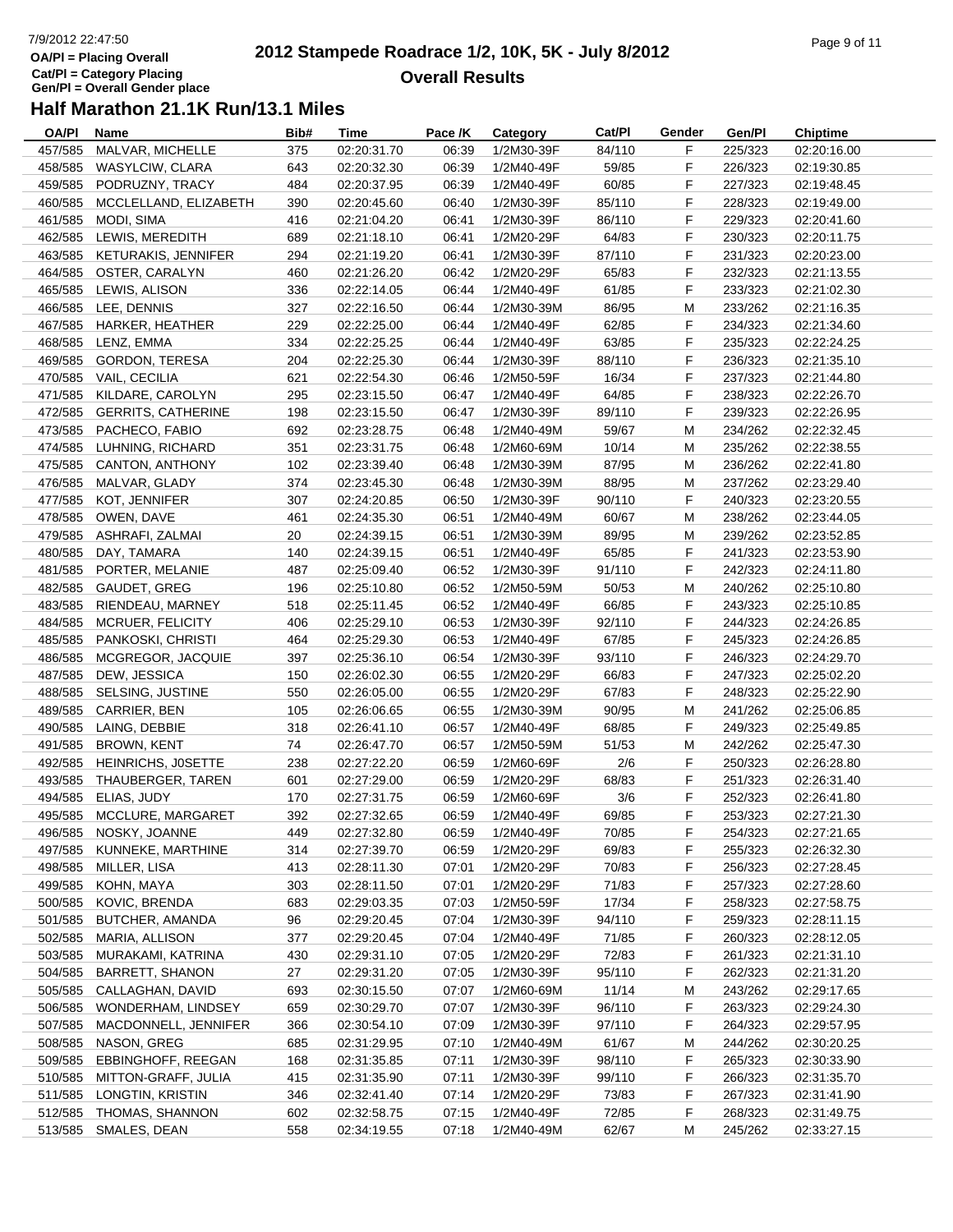7/9/2012 22:47:50

OA/Pl = Placing Overall
Cat/Pl = Category Placing
Gen/Pl = Overall Gender place

# 2012 Stampede Roadrace 1/2, 10K, 5K - July 8/2012

## Overall Results

### Half Marathon 21.1K Run/13.1 Miles

| OA/Pl | Name | Bib# | Time | Pace /K | Category | Cat/Pl | Gender | Gen/Pl | Chiptime |
|---|---|---|---|---|---|---|---|---|---|
| 457/585 | MALVAR, MICHELLE | 375 | 02:20:31.70 | 06:39 | 1/2M30-39F | 84/110 | F | 225/323 | 02:20:16.00 |
| 458/585 | WASYLCIW, CLARA | 643 | 02:20:32.30 | 06:39 | 1/2M40-49F | 59/85 | F | 226/323 | 02:19:30.85 |
| 459/585 | PODRUZNY, TRACY | 484 | 02:20:37.95 | 06:39 | 1/2M40-49F | 60/85 | F | 227/323 | 02:19:48.45 |
| 460/585 | MCCLELLAND, ELIZABETH | 390 | 02:20:45.60 | 06:40 | 1/2M30-39F | 85/110 | F | 228/323 | 02:19:49.00 |
| 461/585 | MODI, SIMA | 416 | 02:21:04.20 | 06:41 | 1/2M30-39F | 86/110 | F | 229/323 | 02:20:41.60 |
| 462/585 | LEWIS, MEREDITH | 689 | 02:21:18.10 | 06:41 | 1/2M20-29F | 64/83 | F | 230/323 | 02:20:11.75 |
| 463/585 | KETURAKIS, JENNIFER | 294 | 02:21:19.20 | 06:41 | 1/2M30-39F | 87/110 | F | 231/323 | 02:20:23.00 |
| 464/585 | OSTER, CARALYN | 460 | 02:21:26.20 | 06:42 | 1/2M20-29F | 65/83 | F | 232/323 | 02:21:13.55 |
| 465/585 | LEWIS, ALISON | 336 | 02:22:14.05 | 06:44 | 1/2M40-49F | 61/85 | F | 233/323 | 02:21:02.30 |
| 466/585 | LEE, DENNIS | 327 | 02:22:16.50 | 06:44 | 1/2M30-39M | 86/95 | M | 233/262 | 02:21:16.35 |
| 467/585 | HARKER, HEATHER | 229 | 02:22:25.00 | 06:44 | 1/2M40-49F | 62/85 | F | 234/323 | 02:21:34.60 |
| 468/585 | LENZ, EMMA | 334 | 02:22:25.25 | 06:44 | 1/2M40-49F | 63/85 | F | 235/323 | 02:22:24.25 |
| 469/585 | GORDON, TERESA | 204 | 02:22:25.30 | 06:44 | 1/2M30-39F | 88/110 | F | 236/323 | 02:21:35.10 |
| 470/585 | VAIL, CECILIA | 621 | 02:22:54.30 | 06:46 | 1/2M50-59F | 16/34 | F | 237/323 | 02:21:44.80 |
| 471/585 | KILDARE, CAROLYN | 295 | 02:23:15.50 | 06:47 | 1/2M40-49F | 64/85 | F | 238/323 | 02:22:26.70 |
| 472/585 | GERRITS, CATHERINE | 198 | 02:23:15.50 | 06:47 | 1/2M30-39F | 89/110 | F | 239/323 | 02:22:26.95 |
| 473/585 | PACHECO, FABIO | 692 | 02:23:28.75 | 06:48 | 1/2M40-49M | 59/67 | M | 234/262 | 02:22:32.45 |
| 474/585 | LUHNING, RICHARD | 351 | 02:23:31.75 | 06:48 | 1/2M60-69M | 10/14 | M | 235/262 | 02:22:38.55 |
| 475/585 | CANTON, ANTHONY | 102 | 02:23:39.40 | 06:48 | 1/2M30-39M | 87/95 | M | 236/262 | 02:22:41.80 |
| 476/585 | MALVAR, GLADY | 374 | 02:23:45.30 | 06:48 | 1/2M30-39M | 88/95 | M | 237/262 | 02:23:29.40 |
| 477/585 | KOT, JENNIFER | 307 | 02:24:20.85 | 06:50 | 1/2M30-39F | 90/110 | F | 240/323 | 02:23:20.55 |
| 478/585 | OWEN, DAVE | 461 | 02:24:35.30 | 06:51 | 1/2M40-49M | 60/67 | M | 238/262 | 02:23:44.05 |
| 479/585 | ASHRAFI, ZALMAI | 20 | 02:24:39.15 | 06:51 | 1/2M30-39M | 89/95 | M | 239/262 | 02:23:52.85 |
| 480/585 | DAY, TAMARA | 140 | 02:24:39.15 | 06:51 | 1/2M40-49F | 65/85 | F | 241/323 | 02:23:53.90 |
| 481/585 | PORTER, MELANIE | 487 | 02:25:09.40 | 06:52 | 1/2M30-39F | 91/110 | F | 242/323 | 02:24:11.80 |
| 482/585 | GAUDET, GREG | 196 | 02:25:10.80 | 06:52 | 1/2M50-59M | 50/53 | M | 240/262 | 02:25:10.80 |
| 483/585 | RIENDEAU, MARNEY | 518 | 02:25:11.45 | 06:52 | 1/2M40-49F | 66/85 | F | 243/323 | 02:25:10.85 |
| 484/585 | MCRUER, FELICITY | 406 | 02:25:29.10 | 06:53 | 1/2M30-39F | 92/110 | F | 244/323 | 02:24:26.85 |
| 485/585 | PANKOSKI, CHRISTI | 464 | 02:25:29.30 | 06:53 | 1/2M40-49F | 67/85 | F | 245/323 | 02:24:26.85 |
| 486/585 | MCGREGOR, JACQUIE | 397 | 02:25:36.10 | 06:54 | 1/2M30-39F | 93/110 | F | 246/323 | 02:24:29.70 |
| 487/585 | DEW, JESSICA | 150 | 02:26:02.30 | 06:55 | 1/2M20-29F | 66/83 | F | 247/323 | 02:25:02.20 |
| 488/585 | SELSING, JUSTINE | 550 | 02:26:05.00 | 06:55 | 1/2M20-29F | 67/83 | F | 248/323 | 02:25:22.90 |
| 489/585 | CARRIER, BEN | 105 | 02:26:06.65 | 06:55 | 1/2M30-39M | 90/95 | M | 241/262 | 02:25:06.85 |
| 490/585 | LAING, DEBBIE | 318 | 02:26:41.10 | 06:57 | 1/2M40-49F | 68/85 | F | 249/323 | 02:25:49.85 |
| 491/585 | BROWN, KENT | 74 | 02:26:47.70 | 06:57 | 1/2M50-59M | 51/53 | M | 242/262 | 02:25:47.30 |
| 492/585 | HEINRICHS, J0SETTE | 238 | 02:27:22.20 | 06:59 | 1/2M60-69F | 2/6 | F | 250/323 | 02:26:28.80 |
| 493/585 | THAUBERGER, TAREN | 601 | 02:27:29.00 | 06:59 | 1/2M20-29F | 68/83 | F | 251/323 | 02:26:31.40 |
| 494/585 | ELIAS, JUDY | 170 | 02:27:31.75 | 06:59 | 1/2M60-69F | 3/6 | F | 252/323 | 02:26:41.80 |
| 495/585 | MCCLURE, MARGARET | 392 | 02:27:32.65 | 06:59 | 1/2M40-49F | 69/85 | F | 253/323 | 02:27:21.30 |
| 496/585 | NOSKY, JOANNE | 449 | 02:27:32.80 | 06:59 | 1/2M40-49F | 70/85 | F | 254/323 | 02:27:21.65 |
| 497/585 | KUNNEKE, MARTHINE | 314 | 02:27:39.70 | 06:59 | 1/2M20-29F | 69/83 | F | 255/323 | 02:26:32.30 |
| 498/585 | MILLER, LISA | 413 | 02:28:11.30 | 07:01 | 1/2M20-29F | 70/83 | F | 256/323 | 02:27:28.45 |
| 499/585 | KOHN, MAYA | 303 | 02:28:11.50 | 07:01 | 1/2M20-29F | 71/83 | F | 257/323 | 02:27:28.60 |
| 500/585 | KOVIC, BRENDA | 683 | 02:29:03.35 | 07:03 | 1/2M50-59F | 17/34 | F | 258/323 | 02:27:58.75 |
| 501/585 | BUTCHER, AMANDA | 96 | 02:29:20.45 | 07:04 | 1/2M30-39F | 94/110 | F | 259/323 | 02:28:11.15 |
| 502/585 | MARIA, ALLISON | 377 | 02:29:20.45 | 07:04 | 1/2M40-49F | 71/85 | F | 260/323 | 02:28:12.05 |
| 503/585 | MURAKAMI, KATRINA | 430 | 02:29:31.10 | 07:05 | 1/2M20-29F | 72/83 | F | 261/323 | 02:21:31.10 |
| 504/585 | BARRETT, SHANON | 27 | 02:29:31.20 | 07:05 | 1/2M30-39F | 95/110 | F | 262/323 | 02:21:31.20 |
| 505/585 | CALLAGHAN, DAVID | 693 | 02:30:15.50 | 07:07 | 1/2M60-69M | 11/14 | M | 243/262 | 02:29:17.65 |
| 506/585 | WONDERHAM, LINDSEY | 659 | 02:30:29.70 | 07:07 | 1/2M30-39F | 96/110 | F | 263/323 | 02:29:24.30 |
| 507/585 | MACDONNELL, JENNIFER | 366 | 02:30:54.10 | 07:09 | 1/2M30-39F | 97/110 | F | 264/323 | 02:29:57.95 |
| 508/585 | NASON, GREG | 685 | 02:31:29.95 | 07:10 | 1/2M40-49M | 61/67 | M | 244/262 | 02:30:20.25 |
| 509/585 | EBBINGHOFF, REEGAN | 168 | 02:31:35.85 | 07:11 | 1/2M30-39F | 98/110 | F | 265/323 | 02:30:33.90 |
| 510/585 | MITTON-GRAFF, JULIA | 415 | 02:31:35.90 | 07:11 | 1/2M30-39F | 99/110 | F | 266/323 | 02:31:35.70 |
| 511/585 | LONGTIN, KRISTIN | 346 | 02:32:41.40 | 07:14 | 1/2M20-29F | 73/83 | F | 267/323 | 02:31:41.90 |
| 512/585 | THOMAS, SHANNON | 602 | 02:32:58.75 | 07:15 | 1/2M40-49F | 72/85 | F | 268/323 | 02:31:49.75 |
| 513/585 | SMALES, DEAN | 558 | 02:34:19.55 | 07:18 | 1/2M40-49M | 62/67 | M | 245/262 | 02:33:27.15 |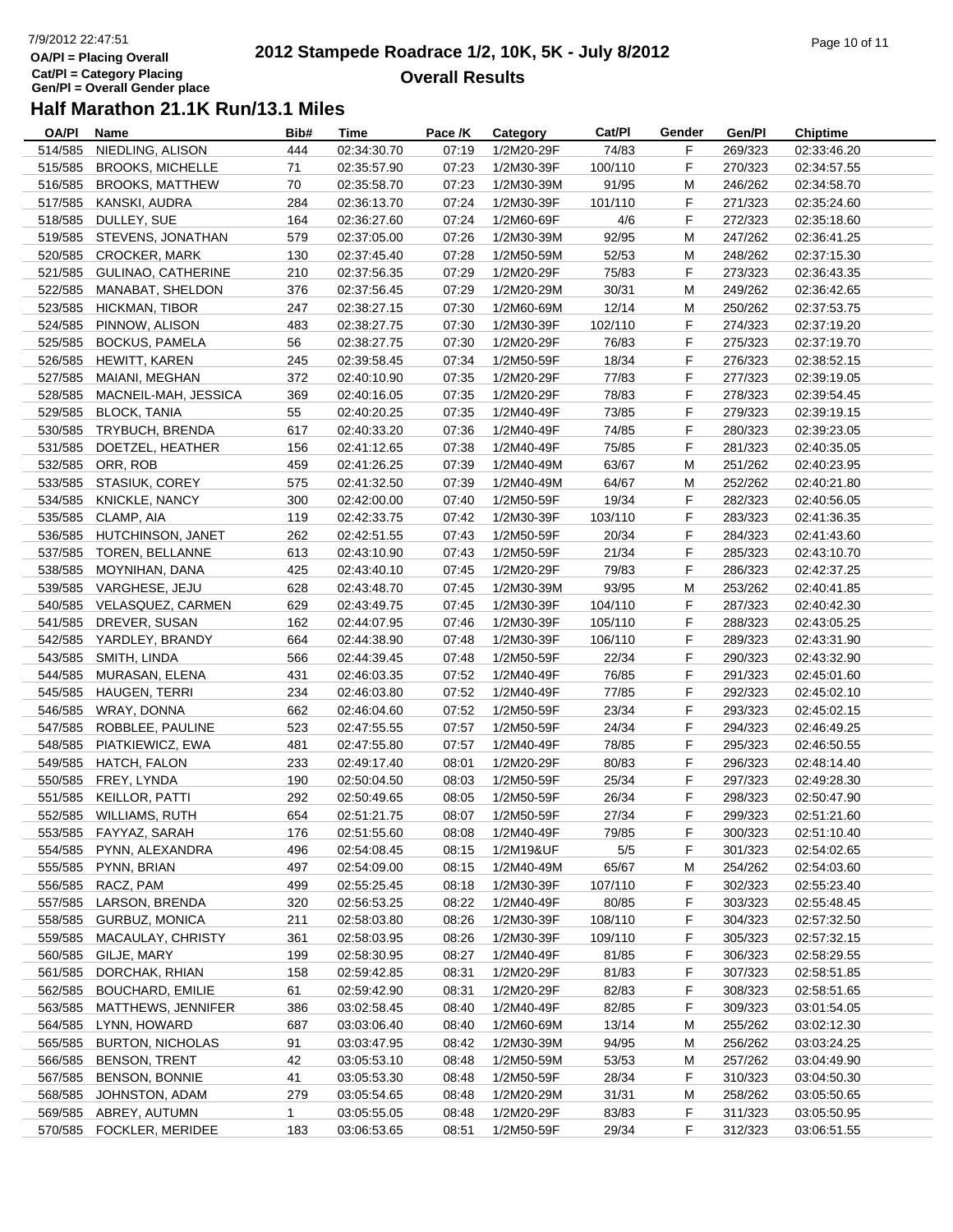# 2012 Stampede Roadrace 1/2, 10K, 5K - July 8/2012

**Overall Results**

OA/Pl = Placing Overall
Cat/Pl = Category Placing
Gen/Pl = Overall Gender place

## Half Marathon 21.1K Run/13.1 Miles

| OA/Pl | Name | Bib# | Time | Pace /K | Category | Cat/Pl | Gender | Gen/Pl | Chiptime |
|---|---|---|---|---|---|---|---|---|---|
| 514/585 | NIEDLING, ALISON | 444 | 02:34:30.70 | 07:19 | 1/2M20-29F | 74/83 | F | 269/323 | 02:33:46.20 |
| 515/585 | BROOKS, MICHELLE | 71 | 02:35:57.90 | 07:23 | 1/2M30-39F | 100/110 | F | 270/323 | 02:34:57.55 |
| 516/585 | BROOKS, MATTHEW | 70 | 02:35:58.70 | 07:23 | 1/2M30-39M | 91/95 | M | 246/262 | 02:34:58.70 |
| 517/585 | KANSKI, AUDRA | 284 | 02:36:13.70 | 07:24 | 1/2M30-39F | 101/110 | F | 271/323 | 02:35:24.60 |
| 518/585 | DULLEY, SUE | 164 | 02:36:27.60 | 07:24 | 1/2M60-69F | 4/6 | F | 272/323 | 02:35:18.60 |
| 519/585 | STEVENS, JONATHAN | 579 | 02:37:05.00 | 07:26 | 1/2M30-39M | 92/95 | M | 247/262 | 02:36:41.25 |
| 520/585 | CROCKER, MARK | 130 | 02:37:45.40 | 07:28 | 1/2M50-59M | 52/53 | M | 248/262 | 02:37:15.30 |
| 521/585 | GULINAO, CATHERINE | 210 | 02:37:56.35 | 07:29 | 1/2M20-29F | 75/83 | F | 273/323 | 02:36:43.35 |
| 522/585 | MANABAT, SHELDON | 376 | 02:37:56.45 | 07:29 | 1/2M20-29M | 30/31 | M | 249/262 | 02:36:42.65 |
| 523/585 | HICKMAN, TIBOR | 247 | 02:38:27.15 | 07:30 | 1/2M60-69M | 12/14 | M | 250/262 | 02:37:53.75 |
| 524/585 | PINNOW, ALISON | 483 | 02:38:27.75 | 07:30 | 1/2M30-39F | 102/110 | F | 274/323 | 02:37:19.20 |
| 525/585 | BOCKUS, PAMELA | 56 | 02:38:27.75 | 07:30 | 1/2M20-29F | 76/83 | F | 275/323 | 02:37:19.70 |
| 526/585 | HEWITT, KAREN | 245 | 02:39:58.45 | 07:34 | 1/2M50-59F | 18/34 | F | 276/323 | 02:38:52.15 |
| 527/585 | MAIANI, MEGHAN | 372 | 02:40:10.90 | 07:35 | 1/2M20-29F | 77/83 | F | 277/323 | 02:39:19.05 |
| 528/585 | MACNEIL-MAH, JESSICA | 369 | 02:40:16.05 | 07:35 | 1/2M20-29F | 78/83 | F | 278/323 | 02:39:54.45 |
| 529/585 | BLOCK, TANIA | 55 | 02:40:20.25 | 07:35 | 1/2M40-49F | 73/85 | F | 279/323 | 02:39:19.15 |
| 530/585 | TRYBUCH, BRENDA | 617 | 02:40:33.20 | 07:36 | 1/2M40-49F | 74/85 | F | 280/323 | 02:39:23.05 |
| 531/585 | DOETZEL, HEATHER | 156 | 02:41:12.65 | 07:38 | 1/2M40-49F | 75/85 | F | 281/323 | 02:40:35.05 |
| 532/585 | ORR, ROB | 459 | 02:41:26.25 | 07:39 | 1/2M40-49M | 63/67 | M | 251/262 | 02:40:23.95 |
| 533/585 | STASIUK, COREY | 575 | 02:41:32.50 | 07:39 | 1/2M40-49M | 64/67 | M | 252/262 | 02:40:21.80 |
| 534/585 | KNICKLE, NANCY | 300 | 02:42:00.00 | 07:40 | 1/2M50-59F | 19/34 | F | 282/323 | 02:40:56.05 |
| 535/585 | CLAMP, AIA | 119 | 02:42:33.75 | 07:42 | 1/2M30-39F | 103/110 | F | 283/323 | 02:41:36.35 |
| 536/585 | HUTCHINSON, JANET | 262 | 02:42:51.55 | 07:43 | 1/2M50-59F | 20/34 | F | 284/323 | 02:41:43.60 |
| 537/585 | TOREN, BELLANNE | 613 | 02:43:10.90 | 07:43 | 1/2M50-59F | 21/34 | F | 285/323 | 02:43:10.70 |
| 538/585 | MOYNIHAN, DANA | 425 | 02:43:40.10 | 07:45 | 1/2M20-29F | 79/83 | F | 286/323 | 02:42:37.25 |
| 539/585 | VARGHESE, JEJU | 628 | 02:43:48.70 | 07:45 | 1/2M30-39M | 93/95 | M | 253/262 | 02:40:41.85 |
| 540/585 | VELASQUEZ, CARMEN | 629 | 02:43:49.75 | 07:45 | 1/2M30-39F | 104/110 | F | 287/323 | 02:40:42.30 |
| 541/585 | DREVER, SUSAN | 162 | 02:44:07.95 | 07:46 | 1/2M30-39F | 105/110 | F | 288/323 | 02:43:05.25 |
| 542/585 | YARDLEY, BRANDY | 664 | 02:44:38.90 | 07:48 | 1/2M30-39F | 106/110 | F | 289/323 | 02:43:31.90 |
| 543/585 | SMITH, LINDA | 566 | 02:44:39.45 | 07:48 | 1/2M50-59F | 22/34 | F | 290/323 | 02:43:32.90 |
| 544/585 | MURASAN, ELENA | 431 | 02:46:03.35 | 07:52 | 1/2M40-49F | 76/85 | F | 291/323 | 02:45:01.60 |
| 545/585 | HAUGEN, TERRI | 234 | 02:46:03.80 | 07:52 | 1/2M40-49F | 77/85 | F | 292/323 | 02:45:02.10 |
| 546/585 | WRAY, DONNA | 662 | 02:46:04.60 | 07:52 | 1/2M50-59F | 23/34 | F | 293/323 | 02:45:02.15 |
| 547/585 | ROBBLEE, PAULINE | 523 | 02:47:55.55 | 07:57 | 1/2M50-59F | 24/34 | F | 294/323 | 02:46:49.25 |
| 548/585 | PIATKIEWICZ, EWA | 481 | 02:47:55.80 | 07:57 | 1/2M40-49F | 78/85 | F | 295/323 | 02:46:50.55 |
| 549/585 | HATCH, FALON | 233 | 02:49:17.40 | 08:01 | 1/2M20-29F | 80/83 | F | 296/323 | 02:48:14.40 |
| 550/585 | FREY, LYNDA | 190 | 02:50:04.50 | 08:03 | 1/2M50-59F | 25/34 | F | 297/323 | 02:49:28.30 |
| 551/585 | KEILLOR, PATTI | 292 | 02:50:49.65 | 08:05 | 1/2M50-59F | 26/34 | F | 298/323 | 02:50:47.90 |
| 552/585 | WILLIAMS, RUTH | 654 | 02:51:21.75 | 08:07 | 1/2M50-59F | 27/34 | F | 299/323 | 02:51:21.60 |
| 553/585 | FAYYAZ, SARAH | 176 | 02:51:55.60 | 08:08 | 1/2M40-49F | 79/85 | F | 300/323 | 02:51:10.40 |
| 554/585 | PYNN, ALEXANDRA | 496 | 02:54:08.45 | 08:15 | 1/2M19&UF | 5/5 | F | 301/323 | 02:54:02.65 |
| 555/585 | PYNN, BRIAN | 497 | 02:54:09.00 | 08:15 | 1/2M40-49M | 65/67 | M | 254/262 | 02:54:03.60 |
| 556/585 | RACZ, PAM | 499 | 02:55:25.45 | 08:18 | 1/2M30-39F | 107/110 | F | 302/323 | 02:55:23.40 |
| 557/585 | LARSON, BRENDA | 320 | 02:56:53.25 | 08:22 | 1/2M40-49F | 80/85 | F | 303/323 | 02:55:48.45 |
| 558/585 | GURBUZ, MONICA | 211 | 02:58:03.80 | 08:26 | 1/2M30-39F | 108/110 | F | 304/323 | 02:57:32.50 |
| 559/585 | MACAULAY, CHRISTY | 361 | 02:58:03.95 | 08:26 | 1/2M30-39F | 109/110 | F | 305/323 | 02:57:32.15 |
| 560/585 | GILJE, MARY | 199 | 02:58:30.95 | 08:27 | 1/2M40-49F | 81/85 | F | 306/323 | 02:58:29.55 |
| 561/585 | DORCHAK, RHIAN | 158 | 02:59:42.85 | 08:31 | 1/2M20-29F | 81/83 | F | 307/323 | 02:58:51.85 |
| 562/585 | BOUCHARD, EMILIE | 61 | 02:59:42.90 | 08:31 | 1/2M20-29F | 82/83 | F | 308/323 | 02:58:51.65 |
| 563/585 | MATTHEWS, JENNIFER | 386 | 03:02:58.45 | 08:40 | 1/2M40-49F | 82/85 | F | 309/323 | 03:01:54.05 |
| 564/585 | LYNN, HOWARD | 687 | 03:03:06.40 | 08:40 | 1/2M60-69M | 13/14 | M | 255/262 | 03:02:12.30 |
| 565/585 | BURTON, NICHOLAS | 91 | 03:03:47.95 | 08:42 | 1/2M30-39M | 94/95 | M | 256/262 | 03:03:24.25 |
| 566/585 | BENSON, TRENT | 42 | 03:05:53.10 | 08:48 | 1/2M50-59M | 53/53 | M | 257/262 | 03:04:49.90 |
| 567/585 | BENSON, BONNIE | 41 | 03:05:53.30 | 08:48 | 1/2M50-59F | 28/34 | F | 310/323 | 03:04:50.30 |
| 568/585 | JOHNSTON, ADAM | 279 | 03:05:54.65 | 08:48 | 1/2M20-29M | 31/31 | M | 258/262 | 03:05:50.65 |
| 569/585 | ABREY, AUTUMN | 1 | 03:05:55.05 | 08:48 | 1/2M20-29F | 83/83 | F | 311/323 | 03:05:50.95 |
| 570/585 | FOCKLER, MERIDEE | 183 | 03:06:53.65 | 08:51 | 1/2M50-59F | 29/34 | F | 312/323 | 03:06:51.55 |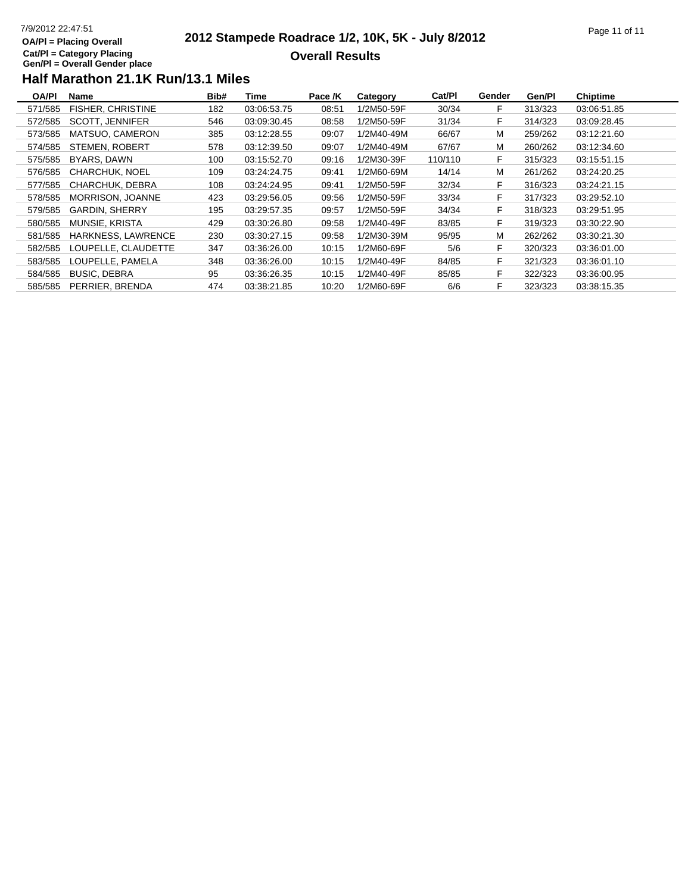# 2012 Stampede Roadrace 1/2, 10K, 5K - July 8/2012

## Overall Results

7/9/2012 22:47:51

**OA/Pl = Placing Overall**
**Cat/Pl = Category Placing**
**Gen/Pl = Overall Gender place**

### Half Marathon 21.1K Run/13.1 Miles

| OA/Pl | Name | Bib# | Time | Pace /K | Category | Cat/Pl | Gender | Gen/Pl | Chiptime |
|---|---|---|---|---|---|---|---|---|---|
| 571/585 | FISHER, CHRISTINE | 182 | 03:06:53.75 | 08:51 | 1/2M50-59F | 30/34 | F | 313/323 | 03:06:51.85 |
| 572/585 | SCOTT, JENNIFER | 546 | 03:09:30.45 | 08:58 | 1/2M50-59F | 31/34 | F | 314/323 | 03:09:28.45 |
| 573/585 | MATSUO, CAMERON | 385 | 03:12:28.55 | 09:07 | 1/2M40-49M | 66/67 | M | 259/262 | 03:12:21.60 |
| 574/585 | STEMEN, ROBERT | 578 | 03:12:39.50 | 09:07 | 1/2M40-49M | 67/67 | M | 260/262 | 03:12:34.60 |
| 575/585 | BYARS, DAWN | 100 | 03:15:52.70 | 09:16 | 1/2M30-39F | 110/110 | F | 315/323 | 03:15:51.15 |
| 576/585 | CHARCHUK, NOEL | 109 | 03:24:24.75 | 09:41 | 1/2M60-69M | 14/14 | M | 261/262 | 03:24:20.25 |
| 577/585 | CHARCHUK, DEBRA | 108 | 03:24:24.95 | 09:41 | 1/2M50-59F | 32/34 | F | 316/323 | 03:24:21.15 |
| 578/585 | MORRISON, JOANNE | 423 | 03:29:56.05 | 09:56 | 1/2M50-59F | 33/34 | F | 317/323 | 03:29:52.10 |
| 579/585 | GARDIN, SHERRY | 195 | 03:29:57.35 | 09:57 | 1/2M50-59F | 34/34 | F | 318/323 | 03:29:51.95 |
| 580/585 | MUNSIE, KRISTA | 429 | 03:30:26.80 | 09:58 | 1/2M40-49F | 83/85 | F | 319/323 | 03:30:22.90 |
| 581/585 | HARKNESS, LAWRENCE | 230 | 03:30:27.15 | 09:58 | 1/2M30-39M | 95/95 | M | 262/262 | 03:30:21.30 |
| 582/585 | LOUPELLE, CLAUDETTE | 347 | 03:36:26.00 | 10:15 | 1/2M60-69F | 5/6 | F | 320/323 | 03:36:01.00 |
| 583/585 | LOUPELLE, PAMELA | 348 | 03:36:26.00 | 10:15 | 1/2M40-49F | 84/85 | F | 321/323 | 03:36:01.10 |
| 584/585 | BUSIC, DEBRA | 95 | 03:36:26.35 | 10:15 | 1/2M40-49F | 85/85 | F | 322/323 | 03:36:00.95 |
| 585/585 | PERRIER, BRENDA | 474 | 03:38:21.85 | 10:20 | 1/2M60-69F | 6/6 | F | 323/323 | 03:38:15.35 |